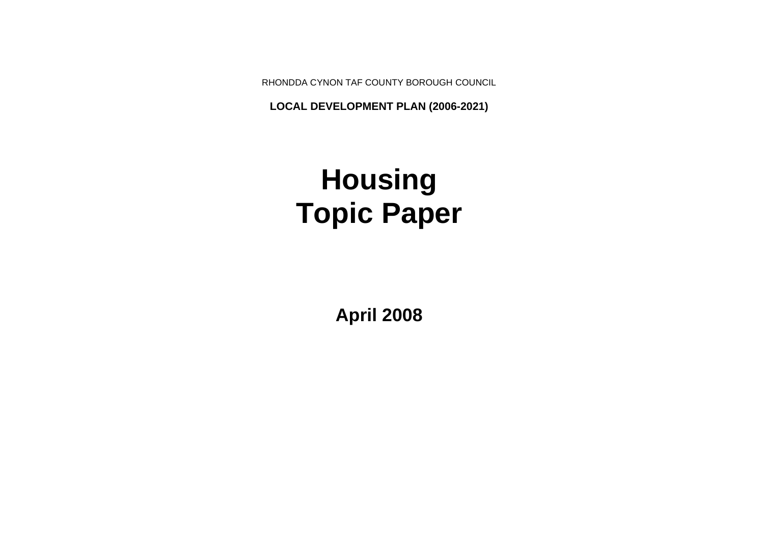RHONDDA CYNON TAF COUNTY BOROUGH COUNCIL

**LOCAL DEVELOPMENT PLAN (2006-2021)**

# Housing Topic Paper

**April 2008**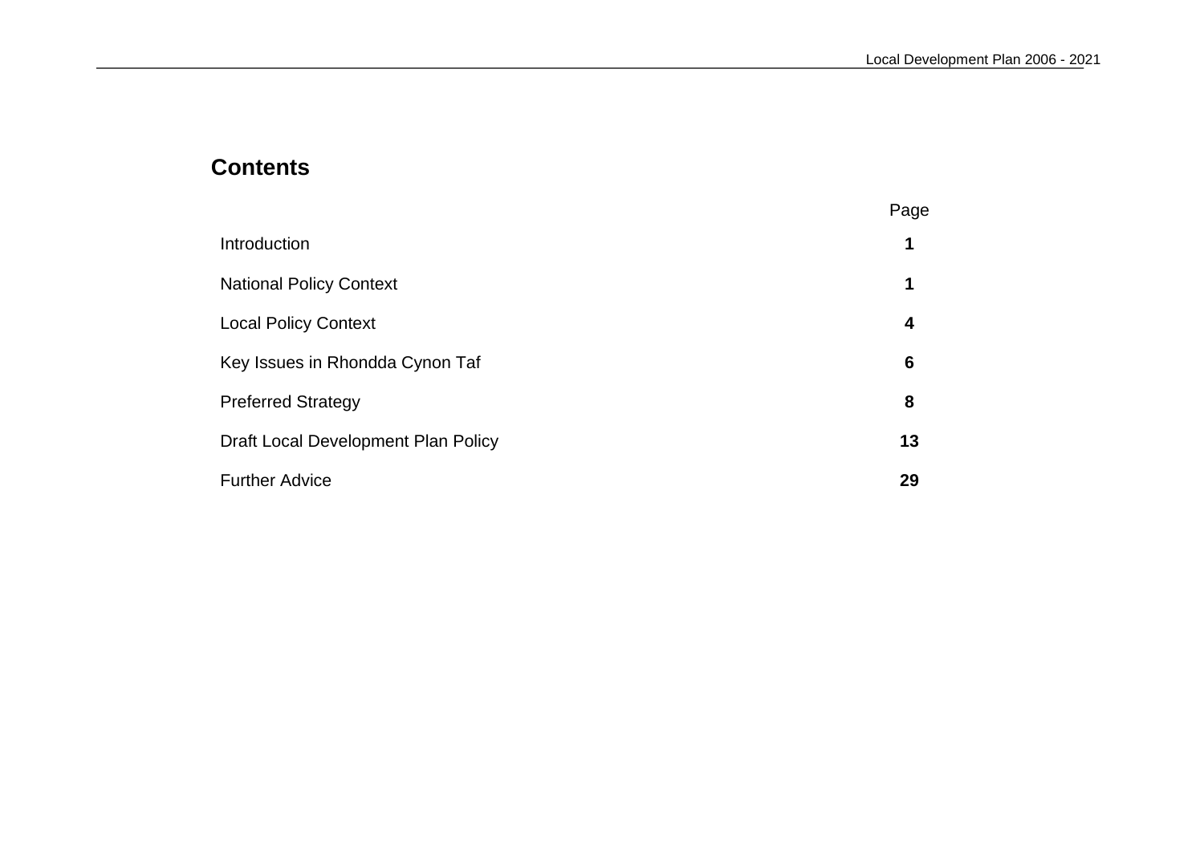# Contents

| | Page |
|---|---|
| Introduction | **1** |
| National Policy Context | **1** |
| Local Policy Context | **4** |
| Key Issues in Rhondda Cynon Taf | **6** |
| Preferred Strategy | **8** |
| Draft Local Development Plan Policy | **13** |
| Further Advice | **29** |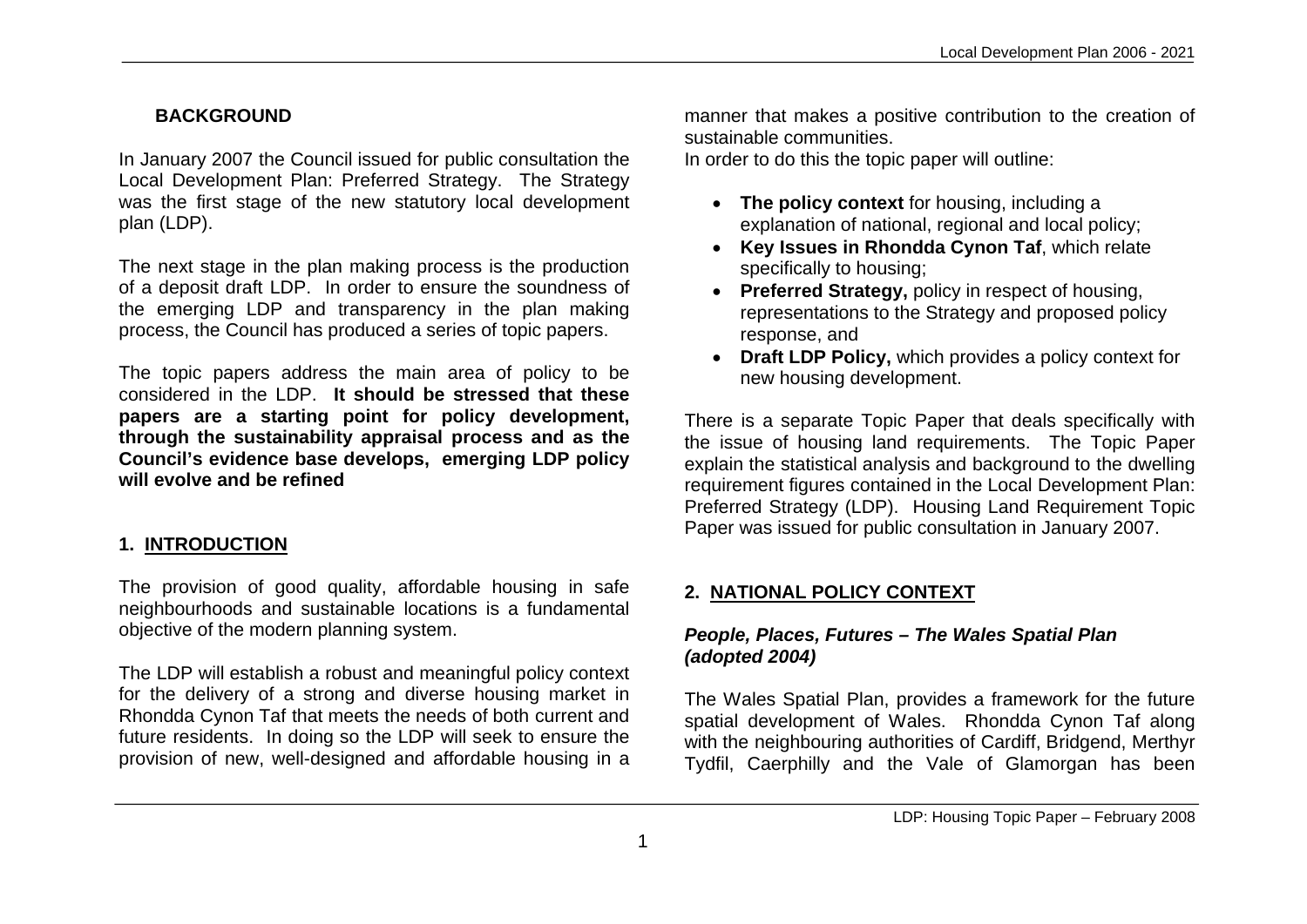## BACKGROUND

In January 2007 the Council issued for public consultation the Local Development Plan: Preferred Strategy. The Strategy was the first stage of the new statutory local development plan (LDP).

The next stage in the plan making process is the production of a deposit draft LDP. In order to ensure the soundness of the emerging LDP and transparency in the plan making process, the Council has produced a series of topic papers.

The topic papers address the main area of policy to be considered in the LDP. **It should be stressed that these papers are a starting point for policy development, through the sustainability appraisal process and as the Council's evidence base develops, emerging LDP policy will evolve and be refined**

## 1. INTRODUCTION

The provision of good quality, affordable housing in safe neighbourhoods and sustainable locations is a fundamental objective of the modern planning system.

The LDP will establish a robust and meaningful policy context for the delivery of a strong and diverse housing market in Rhondda Cynon Taf that meets the needs of both current and future residents. In doing so the LDP will seek to ensure the provision of new, well-designed and affordable housing in a manner that makes a positive contribution to the creation of sustainable communities.

In order to do this the topic paper will outline:

- **The policy context** for housing, including a explanation of national, regional and local policy;
- **Key Issues in Rhondda Cynon Taf**, which relate specifically to housing;
- **Preferred Strategy,** policy in respect of housing, representations to the Strategy and proposed policy response, and
- **Draft LDP Policy,** which provides a policy context for new housing development.

There is a separate Topic Paper that deals specifically with the issue of housing land requirements. The Topic Paper explain the statistical analysis and background to the dwelling requirement figures contained in the Local Development Plan: Preferred Strategy (LDP). Housing Land Requirement Topic Paper was issued for public consultation in January 2007.

## 2. NATIONAL POLICY CONTEXT

### *People, Places, Futures – The Wales Spatial Plan (adopted 2004)*

The Wales Spatial Plan, provides a framework for the future spatial development of Wales. Rhondda Cynon Taf along with the neighbouring authorities of Cardiff, Bridgend, Merthyr Tydfil, Caerphilly and the Vale of Glamorgan has been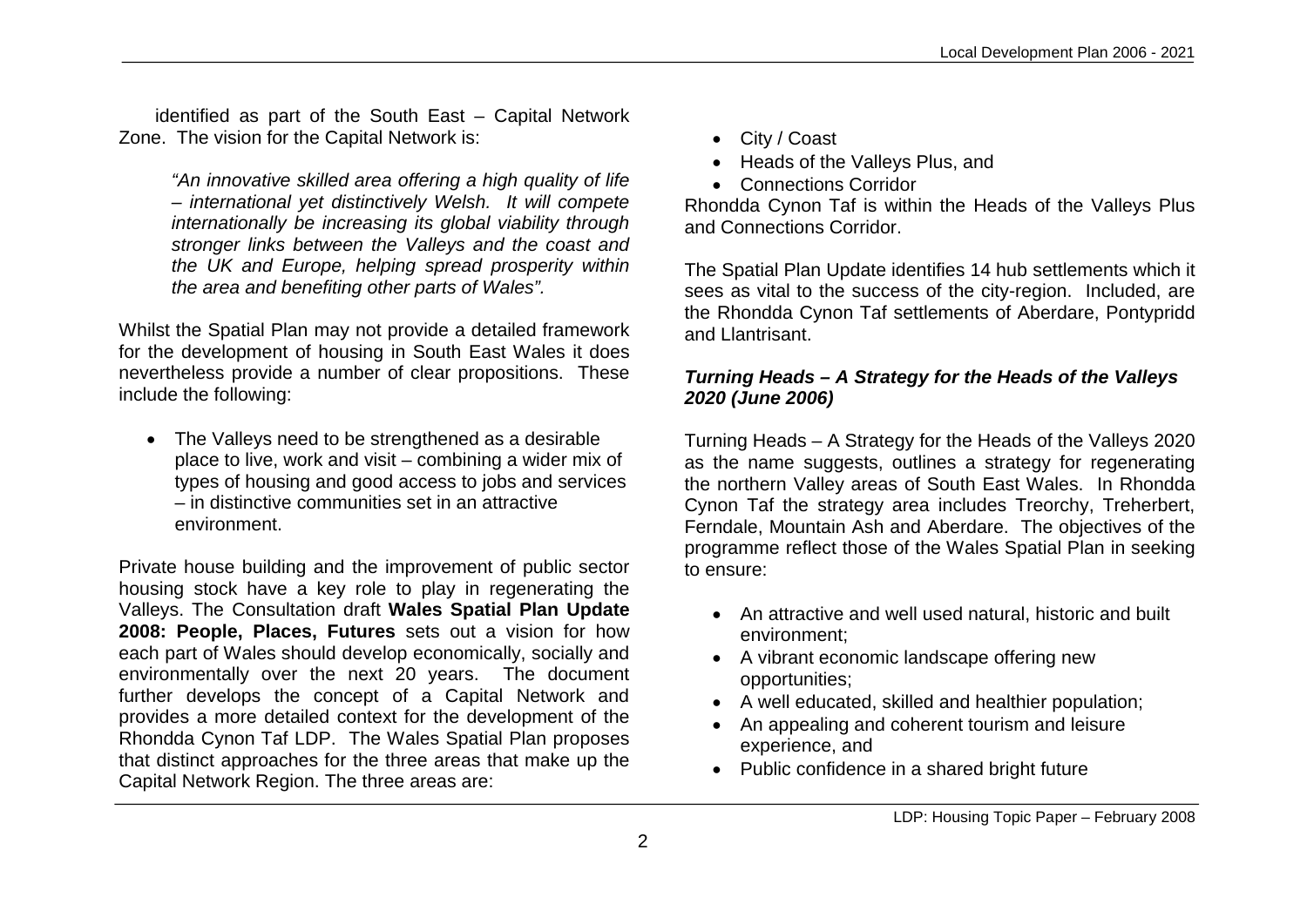identified as part of the South East – Capital Network Zone. The vision for the Capital Network is:

> *"An innovative skilled area offering a high quality of life – international yet distinctively Welsh. It will compete internationally be increasing its global viability through stronger links between the Valleys and the coast and the UK and Europe, helping spread prosperity within the area and benefiting other parts of Wales".*

Whilst the Spatial Plan may not provide a detailed framework for the development of housing in South East Wales it does nevertheless provide a number of clear propositions. These include the following:

- The Valleys need to be strengthened as a desirable place to live, work and visit – combining a wider mix of types of housing and good access to jobs and services – in distinctive communities set in an attractive environment.

Private house building and the improvement of public sector housing stock have a key role to play in regenerating the Valleys. The Consultation draft **Wales Spatial Plan Update 2008: People, Places, Futures** sets out a vision for how each part of Wales should develop economically, socially and environmentally over the next 20 years. The document further develops the concept of a Capital Network and provides a more detailed context for the development of the Rhondda Cynon Taf LDP. The Wales Spatial Plan proposes that distinct approaches for the three areas that make up the Capital Network Region. The three areas are:

- City / Coast
- Heads of the Valleys Plus, and
- Connections Corridor

Rhondda Cynon Taf is within the Heads of the Valleys Plus and Connections Corridor.

The Spatial Plan Update identifies 14 hub settlements which it sees as vital to the success of the city-region. Included, are the Rhondda Cynon Taf settlements of Aberdare, Pontypridd and Llantrisant.

### *Turning Heads – A Strategy for the Heads of the Valleys 2020 (June 2006)*

Turning Heads – A Strategy for the Heads of the Valleys 2020 as the name suggests, outlines a strategy for regenerating the northern Valley areas of South East Wales. In Rhondda Cynon Taf the strategy area includes Treorchy, Treherbert, Ferndale, Mountain Ash and Aberdare. The objectives of the programme reflect those of the Wales Spatial Plan in seeking to ensure:

- An attractive and well used natural, historic and built environment;
- A vibrant economic landscape offering new opportunities;
- A well educated, skilled and healthier population;
- An appealing and coherent tourism and leisure experience, and
- Public confidence in a shared bright future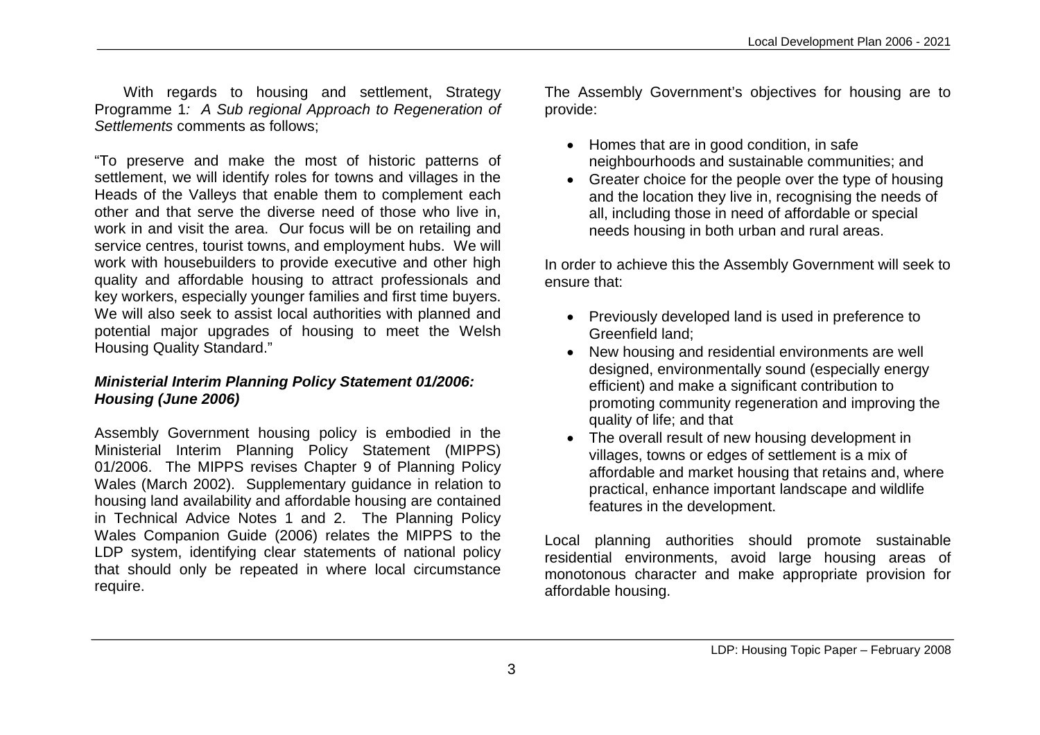With regards to housing and settlement, Strategy Programme 1*: A Sub regional Approach to Regeneration of Settlements* comments as follows;

"To preserve and make the most of historic patterns of settlement, we will identify roles for towns and villages in the Heads of the Valleys that enable them to complement each other and that serve the diverse need of those who live in, work in and visit the area. Our focus will be on retailing and service centres, tourist towns, and employment hubs. We will work with housebuilders to provide executive and other high quality and affordable housing to attract professionals and key workers, especially younger families and first time buyers. We will also seek to assist local authorities with planned and potential major upgrades of housing to meet the Welsh Housing Quality Standard."

### *Ministerial Interim Planning Policy Statement 01/2006: Housing (June 2006)*

Assembly Government housing policy is embodied in the Ministerial Interim Planning Policy Statement (MIPPS) 01/2006. The MIPPS revises Chapter 9 of Planning Policy Wales (March 2002). Supplementary guidance in relation to housing land availability and affordable housing are contained in Technical Advice Notes 1 and 2. The Planning Policy Wales Companion Guide (2006) relates the MIPPS to the LDP system, identifying clear statements of national policy that should only be repeated in where local circumstance require.

The Assembly Government's objectives for housing are to provide:

- Homes that are in good condition, in safe neighbourhoods and sustainable communities; and
- Greater choice for the people over the type of housing and the location they live in, recognising the needs of all, including those in need of affordable or special needs housing in both urban and rural areas.

In order to achieve this the Assembly Government will seek to ensure that:

- Previously developed land is used in preference to Greenfield land;
- New housing and residential environments are well designed, environmentally sound (especially energy efficient) and make a significant contribution to promoting community regeneration and improving the quality of life; and that
- The overall result of new housing development in villages, towns or edges of settlement is a mix of affordable and market housing that retains and, where practical, enhance important landscape and wildlife features in the development.

Local planning authorities should promote sustainable residential environments, avoid large housing areas of monotonous character and make appropriate provision for affordable housing.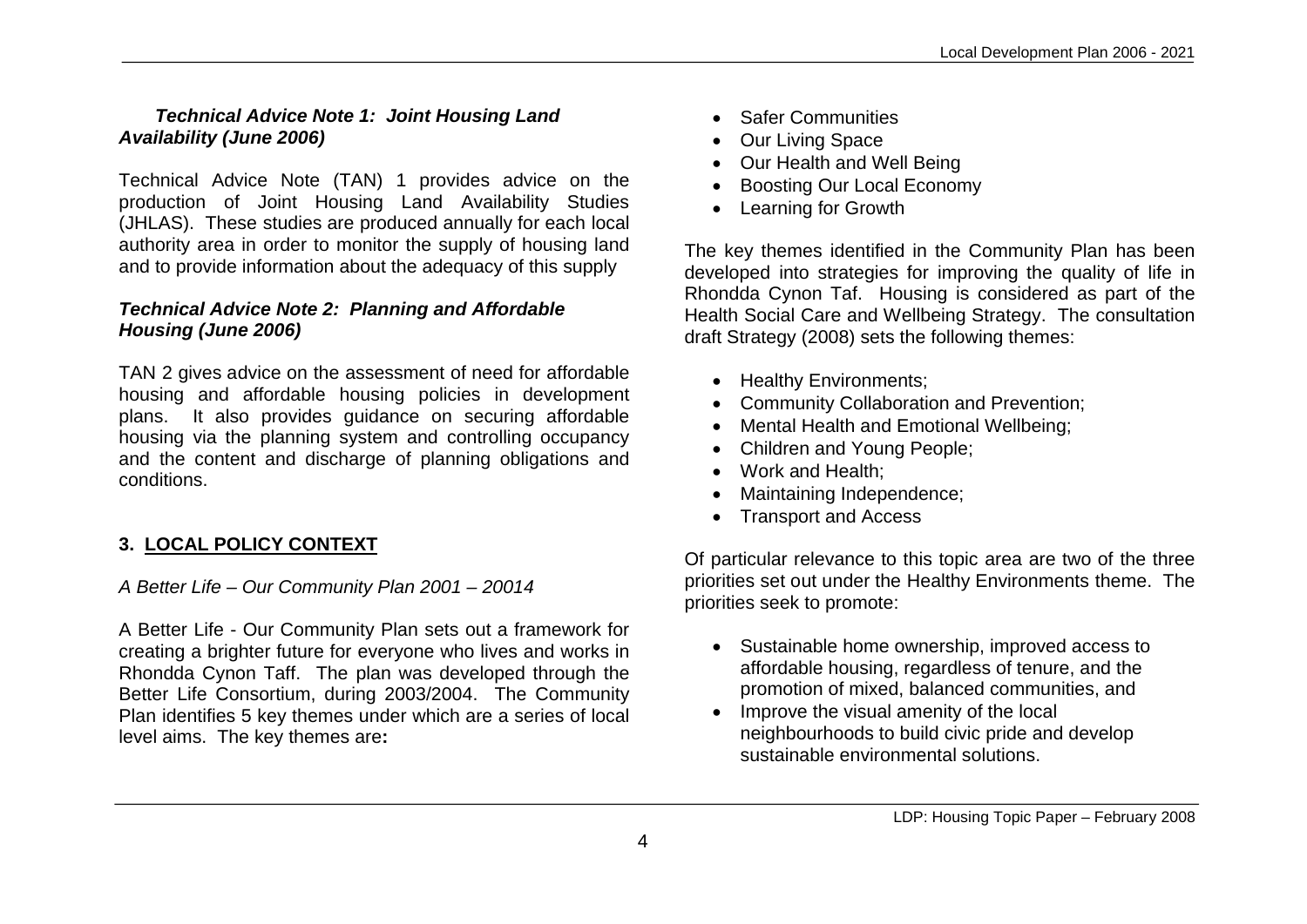***Technical Advice Note 1: Joint Housing Land Availability (June 2006)***

Technical Advice Note (TAN) 1 provides advice on the production of Joint Housing Land Availability Studies (JHLAS). These studies are produced annually for each local authority area in order to monitor the supply of housing land and to provide information about the adequacy of this supply

***Technical Advice Note 2: Planning and Affordable Housing (June 2006)***

TAN 2 gives advice on the assessment of need for affordable housing and affordable housing policies in development plans. It also provides guidance on securing affordable housing via the planning system and controlling occupancy and the content and discharge of planning obligations and conditions.

## 3. <u>LOCAL POLICY CONTEXT</u>

*A Better Life – Our Community Plan 2001 – 20014*

A Better Life - Our Community Plan sets out a framework for creating a brighter future for everyone who lives and works in Rhondda Cynon Taff. The plan was developed through the Better Life Consortium, during 2003/2004. The Community Plan identifies 5 key themes under which are a series of local level aims. The key themes are**:**

- Safer Communities
- Our Living Space
- Our Health and Well Being
- Boosting Our Local Economy
- Learning for Growth

The key themes identified in the Community Plan has been developed into strategies for improving the quality of life in Rhondda Cynon Taf. Housing is considered as part of the Health Social Care and Wellbeing Strategy. The consultation draft Strategy (2008) sets the following themes:

- Healthy Environments;
- Community Collaboration and Prevention;
- Mental Health and Emotional Wellbeing;
- Children and Young People;
- Work and Health;
- Maintaining Independence;
- Transport and Access

Of particular relevance to this topic area are two of the three priorities set out under the Healthy Environments theme. The priorities seek to promote:

- Sustainable home ownership, improved access to affordable housing, regardless of tenure, and the promotion of mixed, balanced communities, and
- Improve the visual amenity of the local neighbourhoods to build civic pride and develop sustainable environmental solutions.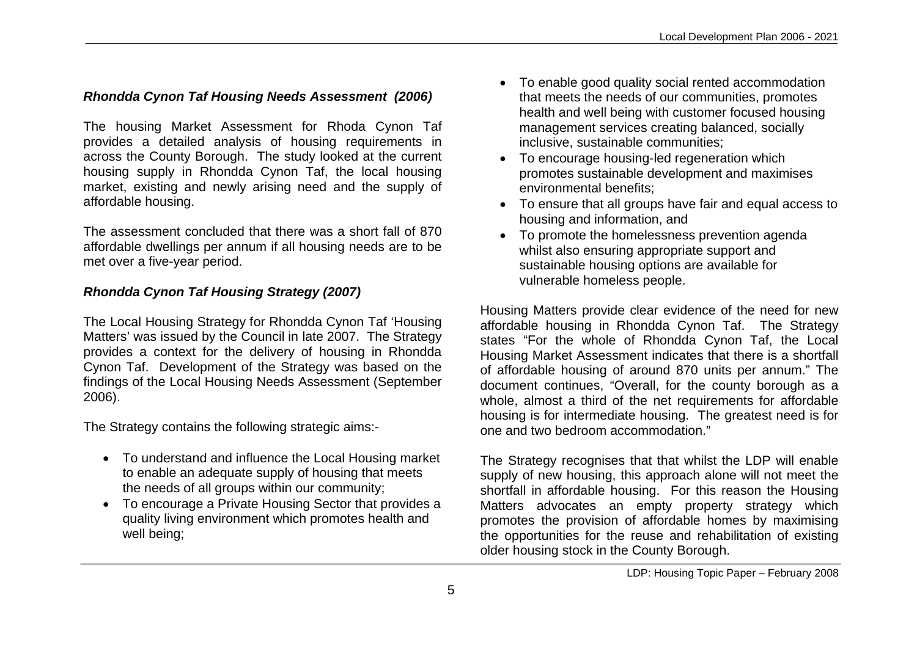### *Rhondda Cynon Taf Housing Needs Assessment (2006)*

The housing Market Assessment for Rhoda Cynon Taf provides a detailed analysis of housing requirements in across the County Borough. The study looked at the current housing supply in Rhondda Cynon Taf, the local housing market, existing and newly arising need and the supply of affordable housing.

The assessment concluded that there was a short fall of 870 affordable dwellings per annum if all housing needs are to be met over a five-year period.

### *Rhondda Cynon Taf Housing Strategy (2007)*

The Local Housing Strategy for Rhondda Cynon Taf 'Housing Matters' was issued by the Council in late 2007. The Strategy provides a context for the delivery of housing in Rhondda Cynon Taf. Development of the Strategy was based on the findings of the Local Housing Needs Assessment (September 2006).

The Strategy contains the following strategic aims:-

- To understand and influence the Local Housing market to enable an adequate supply of housing that meets the needs of all groups within our community;
- To encourage a Private Housing Sector that provides a quality living environment which promotes health and well being;
- To enable good quality social rented accommodation that meets the needs of our communities, promotes health and well being with customer focused housing management services creating balanced, socially inclusive, sustainable communities;
- To encourage housing-led regeneration which promotes sustainable development and maximises environmental benefits;
- To ensure that all groups have fair and equal access to housing and information, and
- To promote the homelessness prevention agenda whilst also ensuring appropriate support and sustainable housing options are available for vulnerable homeless people.

Housing Matters provide clear evidence of the need for new affordable housing in Rhondda Cynon Taf. The Strategy states "For the whole of Rhondda Cynon Taf, the Local Housing Market Assessment indicates that there is a shortfall of affordable housing of around 870 units per annum." The document continues, "Overall, for the county borough as a whole, almost a third of the net requirements for affordable housing is for intermediate housing. The greatest need is for one and two bedroom accommodation."

The Strategy recognises that that whilst the LDP will enable supply of new housing, this approach alone will not meet the shortfall in affordable housing. For this reason the Housing Matters advocates an empty property strategy which promotes the provision of affordable homes by maximising the opportunities for the reuse and rehabilitation of existing older housing stock in the County Borough.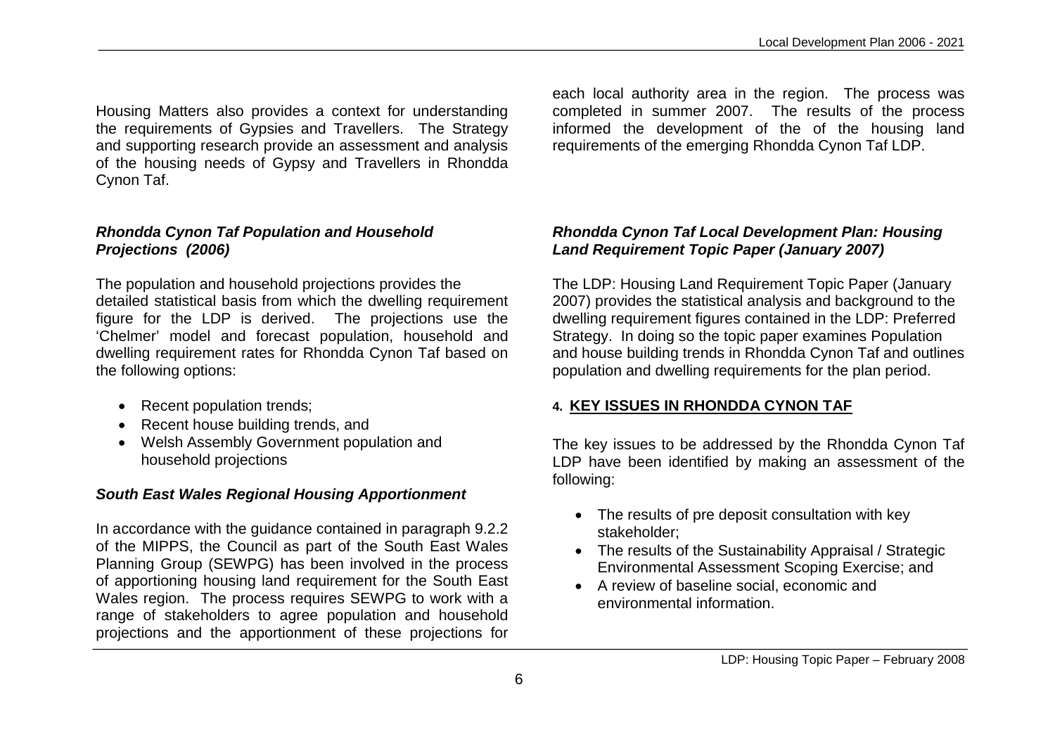Housing Matters also provides a context for understanding the requirements of Gypsies and Travellers. The Strategy and supporting research provide an assessment and analysis of the housing needs of Gypsy and Travellers in Rhondda Cynon Taf.

***Rhondda Cynon Taf Population and Household Projections (2006)***

The population and household projections provides the detailed statistical basis from which the dwelling requirement figure for the LDP is derived. The projections use the 'Chelmer' model and forecast population, household and dwelling requirement rates for Rhondda Cynon Taf based on the following options:

- Recent population trends;
- Recent house building trends, and
- Welsh Assembly Government population and household projections

***South East Wales Regional Housing Apportionment***

In accordance with the guidance contained in paragraph 9.2.2 of the MIPPS, the Council as part of the South East Wales Planning Group (SEWPG) has been involved in the process of apportioning housing land requirement for the South East Wales region. The process requires SEWPG to work with a range of stakeholders to agree population and household projections and the apportionment of these projections for each local authority area in the region. The process was completed in summer 2007. The results of the process informed the development of the of the housing land requirements of the emerging Rhondda Cynon Taf LDP.

***Rhondda Cynon Taf Local Development Plan: Housing Land Requirement Topic Paper (January 2007)***

The LDP: Housing Land Requirement Topic Paper (January 2007) provides the statistical analysis and background to the dwelling requirement figures contained in the LDP: Preferred Strategy. In doing so the topic paper examines Population and house building trends in Rhondda Cynon Taf and outlines population and dwelling requirements for the plan period.

## 4. KEY ISSUES IN RHONDDA CYNON TAF

The key issues to be addressed by the Rhondda Cynon Taf LDP have been identified by making an assessment of the following:

- The results of pre deposit consultation with key stakeholder;
- The results of the Sustainability Appraisal / Strategic Environmental Assessment Scoping Exercise; and
- A review of baseline social, economic and environmental information.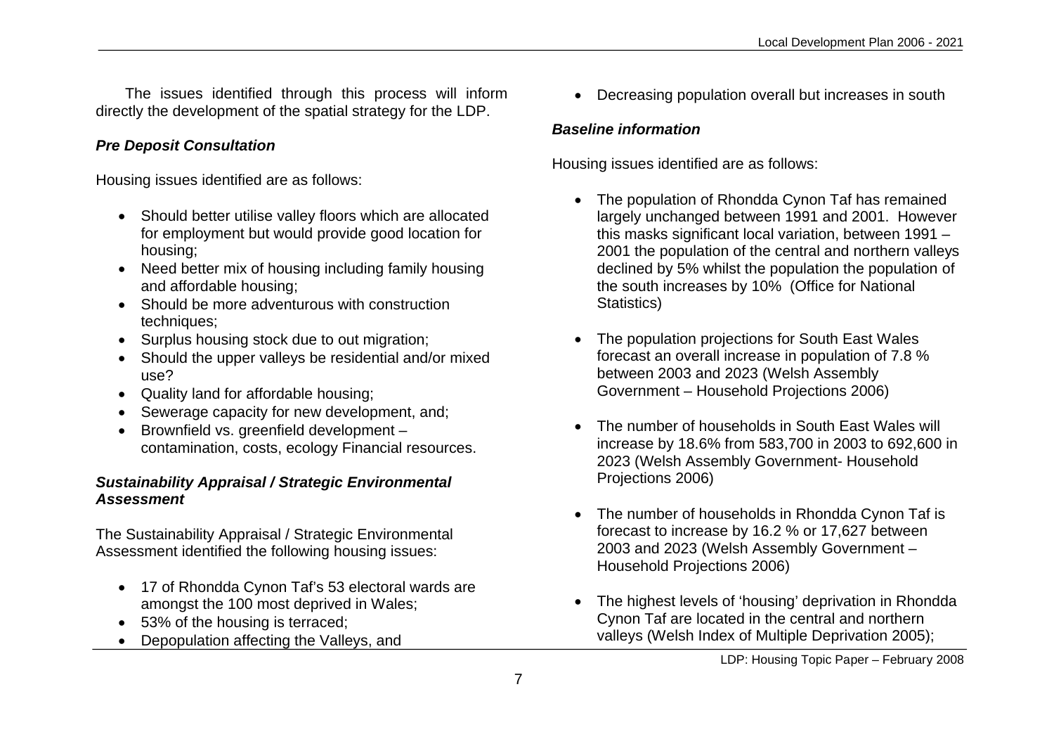The issues identified through this process will inform directly the development of the spatial strategy for the LDP.

### *Pre Deposit Consultation*

Housing issues identified are as follows:

- Should better utilise valley floors which are allocated for employment but would provide good location for housing;
- Need better mix of housing including family housing and affordable housing;
- Should be more adventurous with construction techniques;
- Surplus housing stock due to out migration;
- Should the upper valleys be residential and/or mixed use?
- Quality land for affordable housing;
- Sewerage capacity for new development, and;
- Brownfield vs. greenfield development – contamination, costs, ecology Financial resources.

### *Sustainability Appraisal / Strategic Environmental Assessment*

The Sustainability Appraisal / Strategic Environmental Assessment identified the following housing issues:

- 17 of Rhondda Cynon Taf's 53 electoral wards are amongst the 100 most deprived in Wales;
- 53% of the housing is terraced;
- Depopulation affecting the Valleys, and
- Decreasing population overall but increases in south

### *Baseline information*

Housing issues identified are as follows:

- The population of Rhondda Cynon Taf has remained largely unchanged between 1991 and 2001. However this masks significant local variation, between 1991 – 2001 the population of the central and northern valleys declined by 5% whilst the population the population of the south increases by 10% (Office for National Statistics)

- The population projections for South East Wales forecast an overall increase in population of 7.8 % between 2003 and 2023 (Welsh Assembly Government – Household Projections 2006)

- The number of households in South East Wales will increase by 18.6% from 583,700 in 2003 to 692,600 in 2023 (Welsh Assembly Government- Household Projections 2006)

- The number of households in Rhondda Cynon Taf is forecast to increase by 16.2 % or 17,627 between 2003 and 2023 (Welsh Assembly Government – Household Projections 2006)

- The highest levels of 'housing' deprivation in Rhondda Cynon Taf are located in the central and northern valleys (Welsh Index of Multiple Deprivation 2005);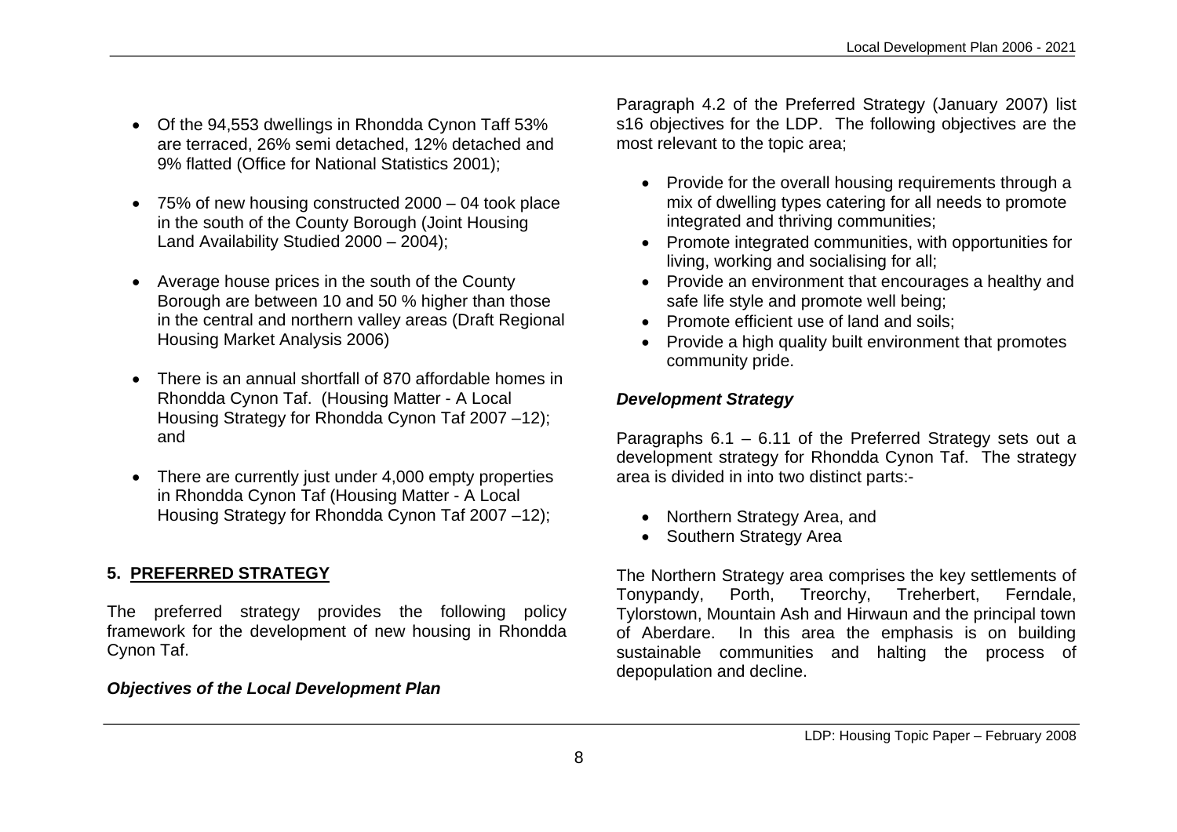- Of the 94,553 dwellings in Rhondda Cynon Taff 53% are terraced, 26% semi detached, 12% detached and 9% flatted (Office for National Statistics 2001);

- 75% of new housing constructed 2000 – 04 took place in the south of the County Borough (Joint Housing Land Availability Studied 2000 – 2004);

- Average house prices in the south of the County Borough are between 10 and 50 % higher than those in the central and northern valley areas (Draft Regional Housing Market Analysis 2006)

- There is an annual shortfall of 870 affordable homes in Rhondda Cynon Taf. (Housing Matter - A Local Housing Strategy for Rhondda Cynon Taf 2007 –12); and

- There are currently just under 4,000 empty properties in Rhondda Cynon Taf (Housing Matter - A Local Housing Strategy for Rhondda Cynon Taf 2007 –12);

## 5. PREFERRED STRATEGY

The preferred strategy provides the following policy framework for the development of new housing in Rhondda Cynon Taf.

### *Objectives of the Local Development Plan*

Paragraph 4.2 of the Preferred Strategy (January 2007) list s16 objectives for the LDP. The following objectives are the most relevant to the topic area;

- Provide for the overall housing requirements through a mix of dwelling types catering for all needs to promote integrated and thriving communities;
- Promote integrated communities, with opportunities for living, working and socialising for all;
- Provide an environment that encourages a healthy and safe life style and promote well being;
- Promote efficient use of land and soils;
- Provide a high quality built environment that promotes community pride.

### *Development Strategy*

Paragraphs 6.1 – 6.11 of the Preferred Strategy sets out a development strategy for Rhondda Cynon Taf. The strategy area is divided in into two distinct parts:-

- Northern Strategy Area, and
- Southern Strategy Area

The Northern Strategy area comprises the key settlements of Tonypandy, Porth, Treorchy, Treherbert, Ferndale, Tylorstown, Mountain Ash and Hirwaun and the principal town of Aberdare. In this area the emphasis is on building sustainable communities and halting the process of depopulation and decline.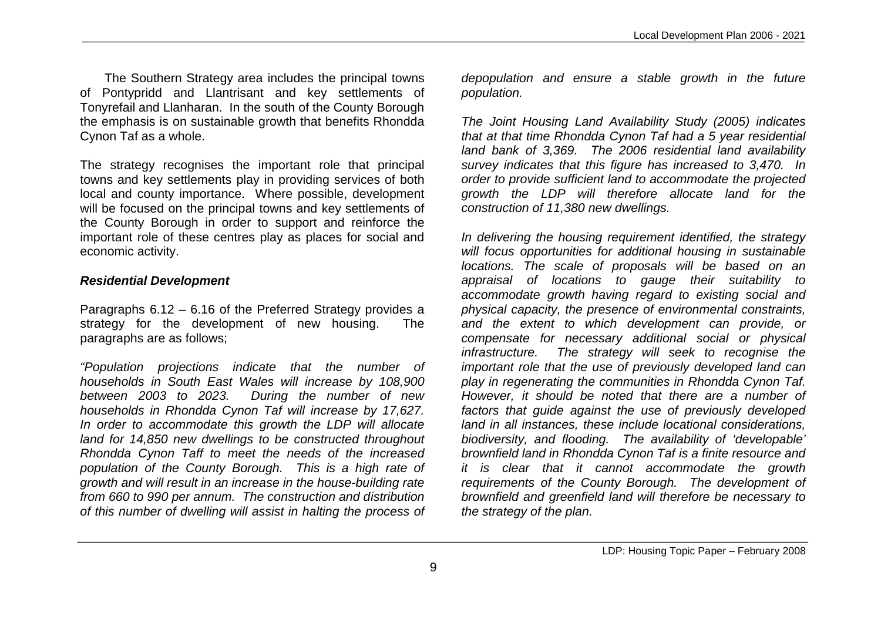The Southern Strategy area includes the principal towns of Pontypridd and Llantrisant and key settlements of Tonyrefail and Llanharan. In the south of the County Borough the emphasis is on sustainable growth that benefits Rhondda Cynon Taf as a whole.

The strategy recognises the important role that principal towns and key settlements play in providing services of both local and county importance. Where possible, development will be focused on the principal towns and key settlements of the County Borough in order to support and reinforce the important role of these centres play as places for social and economic activity.

***Residential Development***

Paragraphs 6.12 – 6.16 of the Preferred Strategy provides a strategy for the development of new housing. The paragraphs are as follows;

*"Population projections indicate that the number of households in South East Wales will increase by 108,900 between 2003 to 2023. During the number of new households in Rhondda Cynon Taf will increase by 17,627. In order to accommodate this growth the LDP will allocate land for 14,850 new dwellings to be constructed throughout Rhondda Cynon Taff to meet the needs of the increased population of the County Borough. This is a high rate of growth and will result in an increase in the house-building rate from 660 to 990 per annum. The construction and distribution of this number of dwelling will assist in halting the process of depopulation and ensure a stable growth in the future population.*

*The Joint Housing Land Availability Study (2005) indicates that at that time Rhondda Cynon Taf had a 5 year residential land bank of 3,369. The 2006 residential land availability survey indicates that this figure has increased to 3,470. In order to provide sufficient land to accommodate the projected growth the LDP will therefore allocate land for the construction of 11,380 new dwellings.*

*In delivering the housing requirement identified, the strategy will focus opportunities for additional housing in sustainable locations. The scale of proposals will be based on an appraisal of locations to gauge their suitability to accommodate growth having regard to existing social and physical capacity, the presence of environmental constraints, and the extent to which development can provide, or compensate for necessary additional social or physical infrastructure. The strategy will seek to recognise the important role that the use of previously developed land can play in regenerating the communities in Rhondda Cynon Taf. However, it should be noted that there are a number of factors that guide against the use of previously developed land in all instances, these include locational considerations, biodiversity, and flooding. The availability of 'developable' brownfield land in Rhondda Cynon Taf is a finite resource and it is clear that it cannot accommodate the growth requirements of the County Borough. The development of brownfield and greenfield land will therefore be necessary to the strategy of the plan.*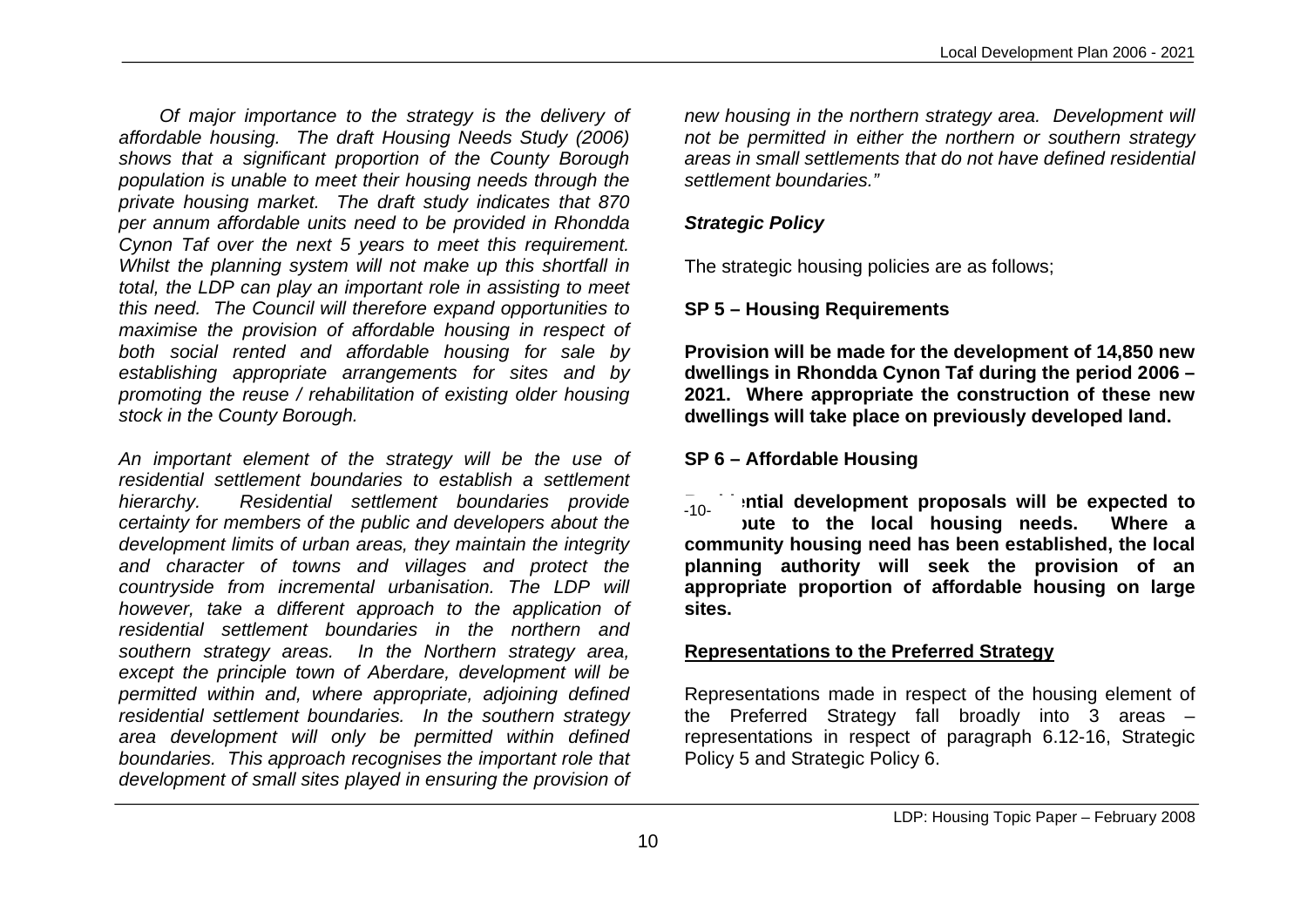*Of major importance to the strategy is the delivery of affordable housing. The draft Housing Needs Study (2006) shows that a significant proportion of the County Borough population is unable to meet their housing needs through the private housing market. The draft study indicates that 870 per annum affordable units need to be provided in Rhondda Cynon Taf over the next 5 years to meet this requirement. Whilst the planning system will not make up this shortfall in total, the LDP can play an important role in assisting to meet this need. The Council will therefore expand opportunities to maximise the provision of affordable housing in respect of both social rented and affordable housing for sale by establishing appropriate arrangements for sites and by promoting the reuse / rehabilitation of existing older housing stock in the County Borough.*

*An important element of the strategy will be the use of residential settlement boundaries to establish a settlement hierarchy. Residential settlement boundaries provide certainty for members of the public and developers about the development limits of urban areas, they maintain the integrity and character of towns and villages and protect the countryside from incremental urbanisation. The LDP will however, take a different approach to the application of residential settlement boundaries in the northern and southern strategy areas. In the Northern strategy area, except the principle town of Aberdare, development will be permitted within and, where appropriate, adjoining defined residential settlement boundaries. In the southern strategy area development will only be permitted within defined boundaries. This approach recognises the important role that development of small sites played in ensuring the provision of new housing in the northern strategy area. Development will not be permitted in either the northern or southern strategy areas in small settlements that do not have defined residential settlement boundaries."*

***Strategic Policy***

The strategic housing policies are as follows;

**SP 5 – Housing Requirements**

**Provision will be made for the development of 14,850 new dwellings in Rhondda Cynon Taf during the period 2006 – 2021. Where appropriate the construction of these new dwellings will take place on previously developed land.**

**SP 6 – Affordable Housing**

**Residential development proposals will be expected to contribute to the local housing needs. Where a community housing need has been established, the local planning authority will seek the provision of an appropriate proportion of affordable housing on large sites.**

**Representations to the Preferred Strategy**

Representations made in respect of the housing element of the Preferred Strategy fall broadly into 3 areas – representations in respect of paragraph 6.12-16, Strategic Policy 5 and Strategic Policy 6.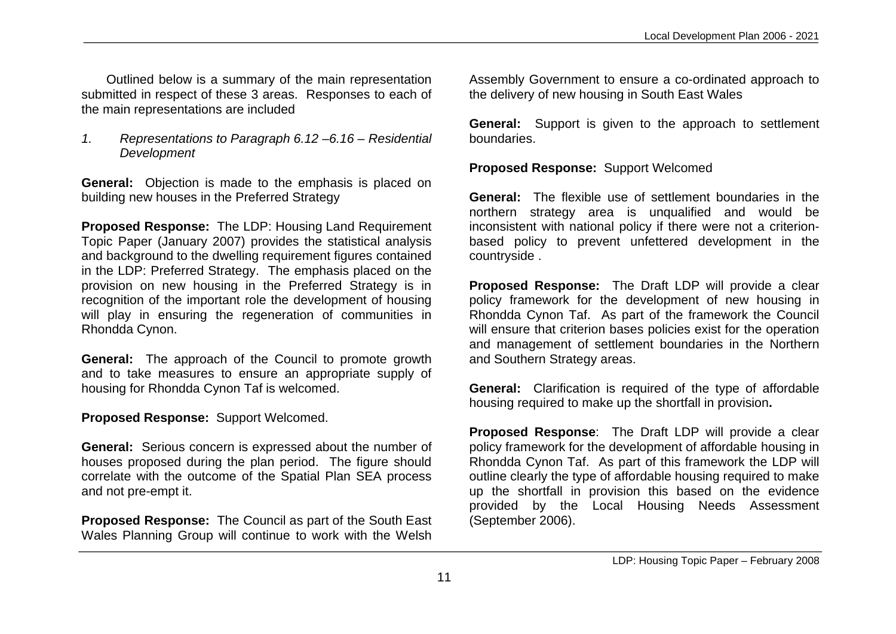Outlined below is a summary of the main representation submitted in respect of these 3 areas. Responses to each of the main representations are included

*1. Representations to Paragraph 6.12 –6.16 – Residential Development*

**General:** Objection is made to the emphasis is placed on building new houses in the Preferred Strategy

**Proposed Response:** The LDP: Housing Land Requirement Topic Paper (January 2007) provides the statistical analysis and background to the dwelling requirement figures contained in the LDP: Preferred Strategy. The emphasis placed on the provision on new housing in the Preferred Strategy is in recognition of the important role the development of housing will play in ensuring the regeneration of communities in Rhondda Cynon.

**General:** The approach of the Council to promote growth and to take measures to ensure an appropriate supply of housing for Rhondda Cynon Taf is welcomed.

**Proposed Response:** Support Welcomed.

**General:** Serious concern is expressed about the number of houses proposed during the plan period. The figure should correlate with the outcome of the Spatial Plan SEA process and not pre-empt it.

**Proposed Response:** The Council as part of the South East Wales Planning Group will continue to work with the Welsh Assembly Government to ensure a co-ordinated approach to the delivery of new housing in South East Wales

**General:** Support is given to the approach to settlement boundaries.

**Proposed Response:** Support Welcomed

**General:** The flexible use of settlement boundaries in the northern strategy area is unqualified and would be inconsistent with national policy if there were not a criterion-based policy to prevent unfettered development in the countryside .

**Proposed Response:** The Draft LDP will provide a clear policy framework for the development of new housing in Rhondda Cynon Taf. As part of the framework the Council will ensure that criterion bases policies exist for the operation and management of settlement boundaries in the Northern and Southern Strategy areas.

**General:** Clarification is required of the type of affordable housing required to make up the shortfall in provision**.**

**Proposed Response**: The Draft LDP will provide a clear policy framework for the development of affordable housing in Rhondda Cynon Taf. As part of this framework the LDP will outline clearly the type of affordable housing required to make up the shortfall in provision this based on the evidence provided by the Local Housing Needs Assessment (September 2006).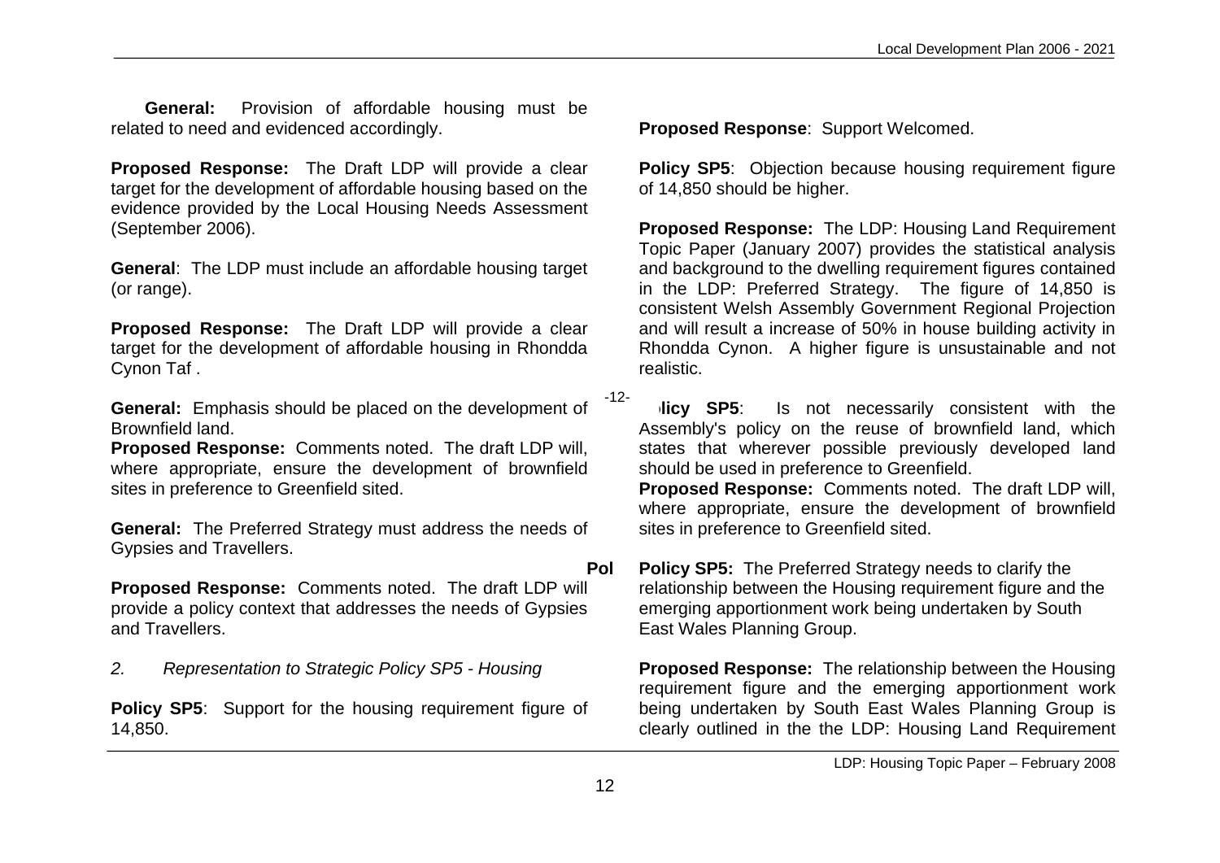**General:** Provision of affordable housing must be related to need and evidenced accordingly.

**Proposed Response:** The Draft LDP will provide a clear target for the development of affordable housing based on the evidence provided by the Local Housing Needs Assessment (September 2006).

**General**: The LDP must include an affordable housing target (or range).

**Proposed Response:** The Draft LDP will provide a clear target for the development of affordable housing in Rhondda Cynon Taf .

**General:** Emphasis should be placed on the development of Brownfield land.

**Proposed Response:** Comments noted. The draft LDP will, where appropriate, ensure the development of brownfield sites in preference to Greenfield sited.

**General:** The Preferred Strategy must address the needs of Gypsies and Travellers.

**Proposed Response:** Comments noted. The draft LDP will provide a policy context that addresses the needs of Gypsies and Travellers.

*2. Representation to Strategic Policy SP5 - Housing*

**Policy SP5**: Support for the housing requirement figure of 14,850.

**Proposed Response**: Support Welcomed.

**Policy SP5**: Objection because housing requirement figure of 14,850 should be higher.

**Proposed Response:** The LDP: Housing Land Requirement Topic Paper (January 2007) provides the statistical analysis and background to the dwelling requirement figures contained in the LDP: Preferred Strategy. The figure of 14,850 is consistent Welsh Assembly Government Regional Projection and will result a increase of 50% in house building activity in Rhondda Cynon. A higher figure is unsustainable and not realistic.

**Policy SP5**: Is not necessarily consistent with the Assembly's policy on the reuse of brownfield land, which states that wherever possible previously developed land should be used in preference to Greenfield.

**Proposed Response:** Comments noted. The draft LDP will, where appropriate, ensure the development of brownfield sites in preference to Greenfield sited.

**Policy SP5:** The Preferred Strategy needs to clarify the relationship between the Housing requirement figure and the emerging apportionment work being undertaken by South East Wales Planning Group.

**Proposed Response:** The relationship between the Housing requirement figure and the emerging apportionment work being undertaken by South East Wales Planning Group is clearly outlined in the the LDP: Housing Land Requirement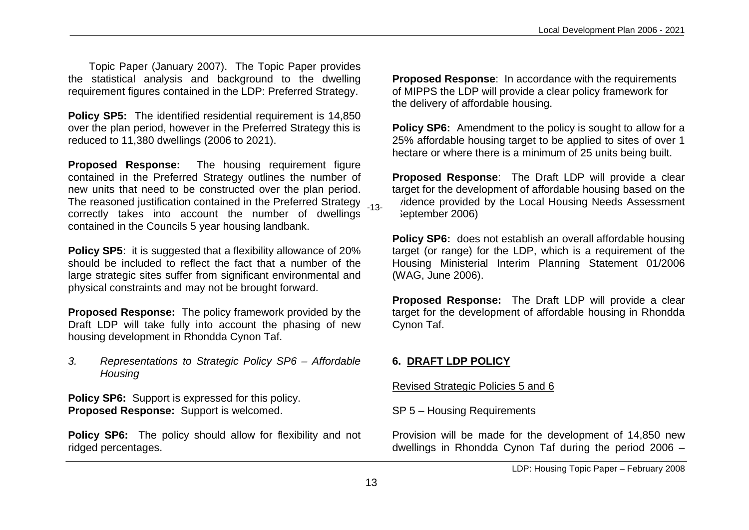Topic Paper (January 2007). The Topic Paper provides the statistical analysis and background to the dwelling requirement figures contained in the LDP: Preferred Strategy.

**Policy SP5:** The identified residential requirement is 14,850 over the plan period, however in the Preferred Strategy this is reduced to 11,380 dwellings (2006 to 2021).

**Proposed Response:** The housing requirement figure contained in the Preferred Strategy outlines the number of new units that need to be constructed over the plan period. The reasoned justification contained in the Preferred Strategy correctly takes into account the number of dwellings contained in the Councils 5 year housing landbank.

**Policy SP5**: it is suggested that a flexibility allowance of 20% should be included to reflect the fact that a number of the large strategic sites suffer from significant environmental and physical constraints and may not be brought forward.

**Proposed Response:** The policy framework provided by the Draft LDP will take fully into account the phasing of new housing development in Rhondda Cynon Taf.

*3. Representations to Strategic Policy SP6 – Affordable Housing*

**Policy SP6:** Support is expressed for this policy.
**Proposed Response:** Support is welcomed.

**Policy SP6:** The policy should allow for flexibility and not ridged percentages.

**Proposed Response**: In accordance with the requirements of MIPPS the LDP will provide a clear policy framework for the delivery of affordable housing.

**Policy SP6:** Amendment to the policy is sought to allow for a 25% affordable housing target to be applied to sites of over 1 hectare or where there is a minimum of 25 units being built.

**Proposed Response**: The Draft LDP will provide a clear target for the development of affordable housing based on the evidence provided by the Local Housing Needs Assessment (September 2006)

**Policy SP6:** does not establish an overall affordable housing target (or range) for the LDP, which is a requirement of the Housing Ministerial Interim Planning Statement 01/2006 (WAG, June 2006).

**Proposed Response:** The Draft LDP will provide a clear target for the development of affordable housing in Rhondda Cynon Taf.

## 6. DRAFT LDP POLICY

Revised Strategic Policies 5 and 6

SP 5 – Housing Requirements

Provision will be made for the development of 14,850 new dwellings in Rhondda Cynon Taf during the period 2006 –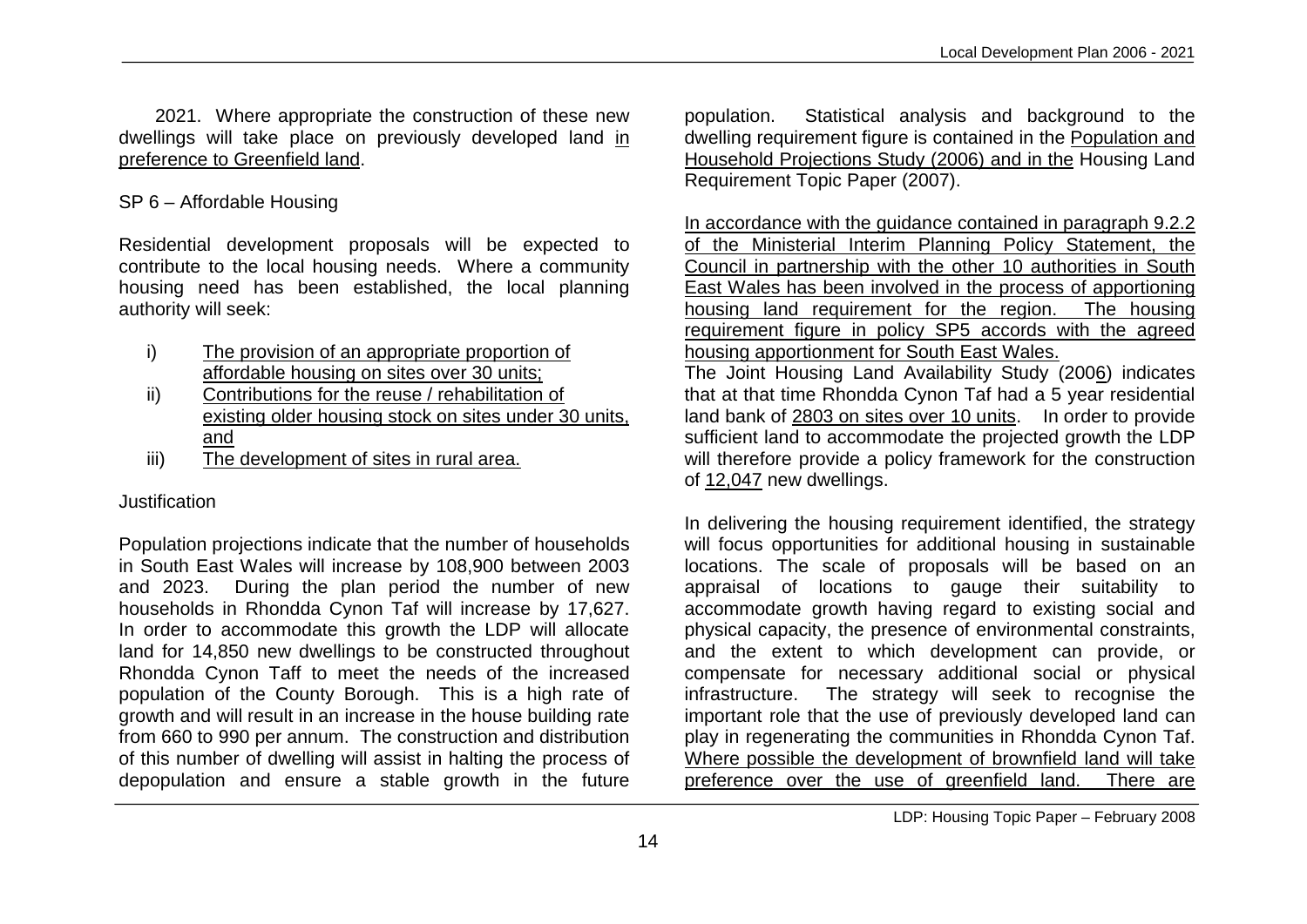2021. Where appropriate the construction of these new dwellings will take place on previously developed land in preference to Greenfield land.

SP 6 – Affordable Housing

Residential development proposals will be expected to contribute to the local housing needs. Where a community housing need has been established, the local planning authority will seek:

i) The provision of an appropriate proportion of affordable housing on sites over 30 units;
ii) Contributions for the reuse / rehabilitation of existing older housing stock on sites under 30 units, and
iii) The development of sites in rural area.

Justification

Population projections indicate that the number of households in South East Wales will increase by 108,900 between 2003 and 2023. During the plan period the number of new households in Rhondda Cynon Taf will increase by 17,627. In order to accommodate this growth the LDP will allocate land for 14,850 new dwellings to be constructed throughout Rhondda Cynon Taff to meet the needs of the increased population of the County Borough. This is a high rate of growth and will result in an increase in the house building rate from 660 to 990 per annum. The construction and distribution of this number of dwelling will assist in halting the process of depopulation and ensure a stable growth in the future population. Statistical analysis and background to the dwelling requirement figure is contained in the Population and Household Projections Study (2006) and in the Housing Land Requirement Topic Paper (2007).

In accordance with the guidance contained in paragraph 9.2.2 of the Ministerial Interim Planning Policy Statement, the Council in partnership with the other 10 authorities in South East Wales has been involved in the process of apportioning housing land requirement for the region. The housing requirement figure in policy SP5 accords with the agreed housing apportionment for South East Wales.

The Joint Housing Land Availability Study (2006) indicates that at that time Rhondda Cynon Taf had a 5 year residential land bank of 2803 on sites over 10 units. In order to provide sufficient land to accommodate the projected growth the LDP will therefore provide a policy framework for the construction of 12,047 new dwellings.

In delivering the housing requirement identified, the strategy will focus opportunities for additional housing in sustainable locations. The scale of proposals will be based on an appraisal of locations to gauge their suitability to accommodate growth having regard to existing social and physical capacity, the presence of environmental constraints, and the extent to which development can provide, or compensate for necessary additional social or physical infrastructure. The strategy will seek to recognise the important role that the use of previously developed land can play in regenerating the communities in Rhondda Cynon Taf. Where possible the development of brownfield land will take preference over the use of greenfield land. There are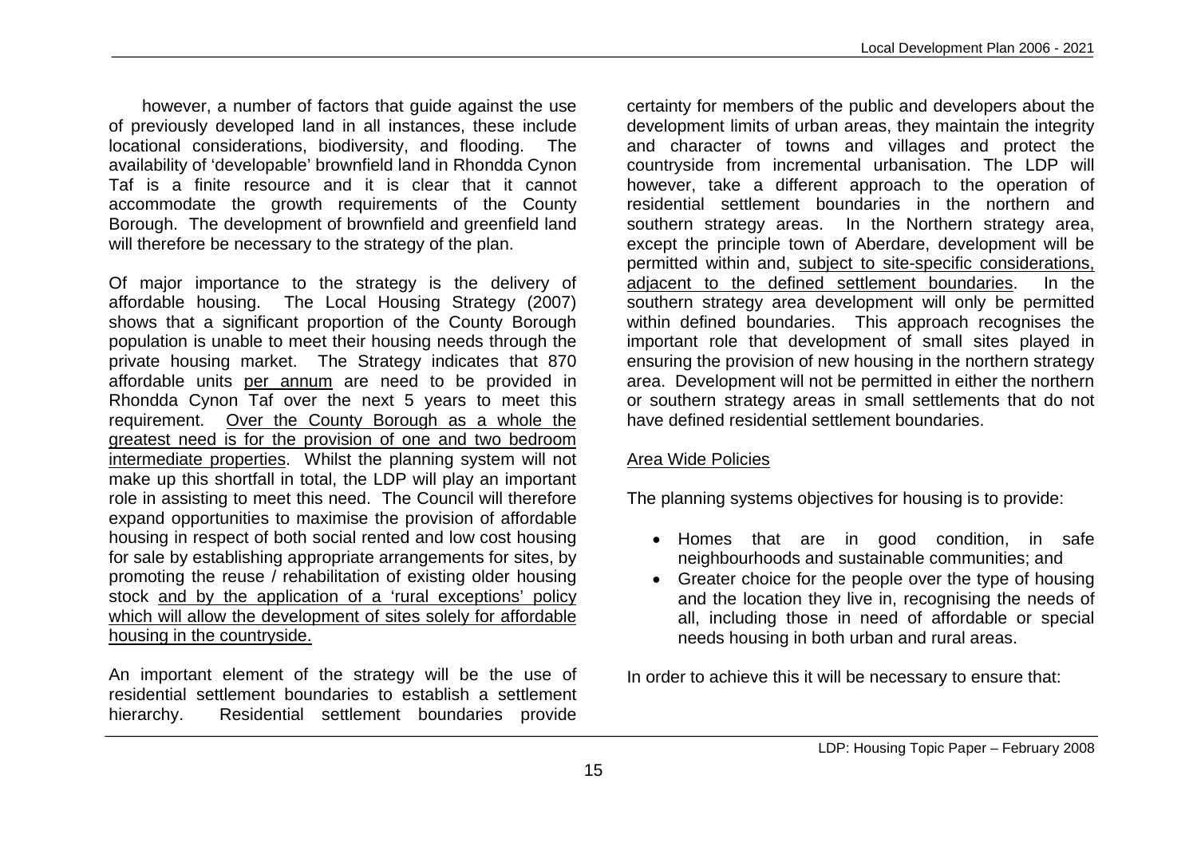however, a number of factors that guide against the use of previously developed land in all instances, these include locational considerations, biodiversity, and flooding. The availability of 'developable' brownfield land in Rhondda Cynon Taf is a finite resource and it is clear that it cannot accommodate the growth requirements of the County Borough. The development of brownfield and greenfield land will therefore be necessary to the strategy of the plan.

Of major importance to the strategy is the delivery of affordable housing. The Local Housing Strategy (2007) shows that a significant proportion of the County Borough population is unable to meet their housing needs through the private housing market. The Strategy indicates that 870 affordable units <u>per annum</u> are need to be provided in Rhondda Cynon Taf over the next 5 years to meet this requirement. <u>Over the County Borough as a whole the greatest need is for the provision of one and two bedroom intermediate properties</u>. Whilst the planning system will not make up this shortfall in total, the LDP will play an important role in assisting to meet this need. The Council will therefore expand opportunities to maximise the provision of affordable housing in respect of both social rented and low cost housing for sale by establishing appropriate arrangements for sites, by promoting the reuse / rehabilitation of existing older housing stock <u>and by the application of a 'rural exceptions' policy which will allow the development of sites solely for affordable housing in the countryside.</u>

An important element of the strategy will be the use of residential settlement boundaries to establish a settlement hierarchy. Residential settlement boundaries provide certainty for members of the public and developers about the development limits of urban areas, they maintain the integrity and character of towns and villages and protect the countryside from incremental urbanisation. The LDP will however, take a different approach to the operation of residential settlement boundaries in the northern and southern strategy areas. In the Northern strategy area, except the principle town of Aberdare, development will be permitted within and, <u>subject to site-specific considerations, adjacent to the defined settlement boundaries</u>. In the southern strategy area development will only be permitted within defined boundaries. This approach recognises the important role that development of small sites played in ensuring the provision of new housing in the northern strategy area. Development will not be permitted in either the northern or southern strategy areas in small settlements that do not have defined residential settlement boundaries.

<u>Area Wide Policies</u>

The planning systems objectives for housing is to provide:

- Homes that are in good condition, in safe neighbourhoods and sustainable communities; and
- Greater choice for the people over the type of housing and the location they live in, recognising the needs of all, including those in need of affordable or special needs housing in both urban and rural areas.

In order to achieve this it will be necessary to ensure that: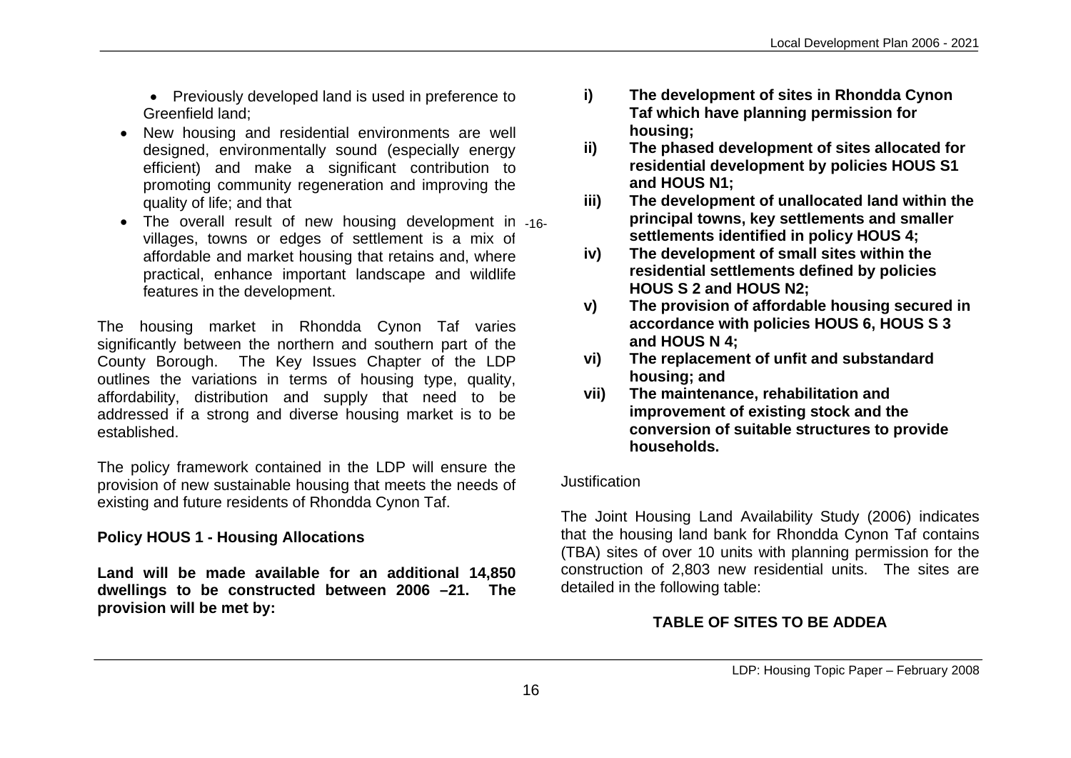- Previously developed land is used in preference to Greenfield land;
- New housing and residential environments are well designed, environmentally sound (especially energy efficient) and make a significant contribution to promoting community regeneration and improving the quality of life; and that
- The overall result of new housing development in villages, towns or edges of settlement is a mix of affordable and market housing that retains and, where practical, enhance important landscape and wildlife features in the development.

The housing market in Rhondda Cynon Taf varies significantly between the northern and southern part of the County Borough. The Key Issues Chapter of the LDP outlines the variations in terms of housing type, quality, affordability, distribution and supply that need to be addressed if a strong and diverse housing market is to be established.

The policy framework contained in the LDP will ensure the provision of new sustainable housing that meets the needs of existing and future residents of Rhondda Cynon Taf.

**Policy HOUS 1 - Housing Allocations**

**Land will be made available for an additional 14,850 dwellings to be constructed between 2006 –21. The provision will be met by:**

**i) The development of sites in Rhondda Cynon Taf which have planning permission for housing;**

**ii) The phased development of sites allocated for residential development by policies HOUS S1 and HOUS N1;**

**iii) The development of unallocated land within the principal towns, key settlements and smaller settlements identified in policy HOUS 4;**

**iv) The development of small sites within the residential settlements defined by policies HOUS S 2 and HOUS N2;**

**v) The provision of affordable housing secured in accordance with policies HOUS 6, HOUS S 3 and HOUS N 4;**

**vi) The replacement of unfit and substandard housing; and**

**vii) The maintenance, rehabilitation and improvement of existing stock and the conversion of suitable structures to provide households.**

Justification

The Joint Housing Land Availability Study (2006) indicates that the housing land bank for Rhondda Cynon Taf contains (TBA) sites of over 10 units with planning permission for the construction of 2,803 new residential units. The sites are detailed in the following table:

**TABLE OF SITES TO BE ADDEA**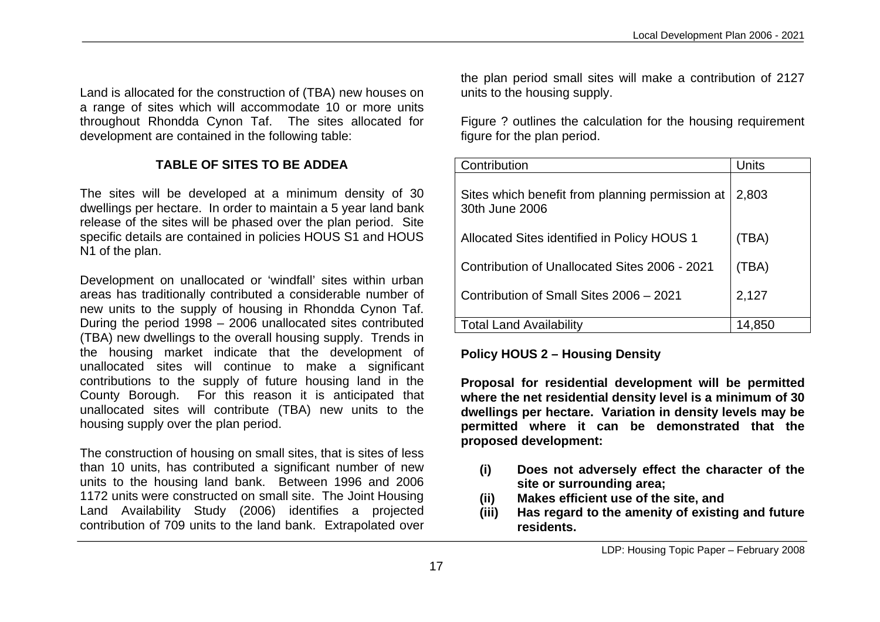Land is allocated for the construction of (TBA) new houses on a range of sites which will accommodate 10 or more units throughout Rhondda Cynon Taf. The sites allocated for development are contained in the following table:

**TABLE OF SITES TO BE ADDEA**

The sites will be developed at a minimum density of 30 dwellings per hectare. In order to maintain a 5 year land bank release of the sites will be phased over the plan period. Site specific details are contained in policies HOUS S1 and HOUS N1 of the plan.

Development on unallocated or 'windfall' sites within urban areas has traditionally contributed a considerable number of new units to the supply of housing in Rhondda Cynon Taf. During the period 1998 – 2006 unallocated sites contributed (TBA) new dwellings to the overall housing supply. Trends in the housing market indicate that the development of unallocated sites will continue to make a significant contributions to the supply of future housing land in the County Borough. For this reason it is anticipated that unallocated sites will contribute (TBA) new units to the housing supply over the plan period.

The construction of housing on small sites, that is sites of less than 10 units, has contributed a significant number of new units to the housing land bank. Between 1996 and 2006 1172 units were constructed on small site. The Joint Housing Land Availability Study (2006) identifies a projected contribution of 709 units to the land bank. Extrapolated over the plan period small sites will make a contribution of 2127 units to the housing supply.

Figure ? outlines the calculation for the housing requirement figure for the plan period.

| Contribution | Units |
|---|---|
| Sites which benefit from planning permission at 30th June 2006 | 2,803 |
| Allocated Sites identified in Policy HOUS 1 | (TBA) |
| Contribution of Unallocated Sites 2006 - 2021 | (TBA) |
| Contribution of Small Sites 2006 – 2021 | 2,127 |
| Total Land Availability | 14,850 |

**Policy HOUS 2 – Housing Density**

**Proposal for residential development will be permitted where the net residential density level is a minimum of 30 dwellings per hectare. Variation in density levels may be permitted where it can be demonstrated that the proposed development:**

- **(i) Does not adversely effect the character of the site or surrounding area;**
- **(ii) Makes efficient use of the site, and**
- **(iii) Has regard to the amenity of existing and future residents.**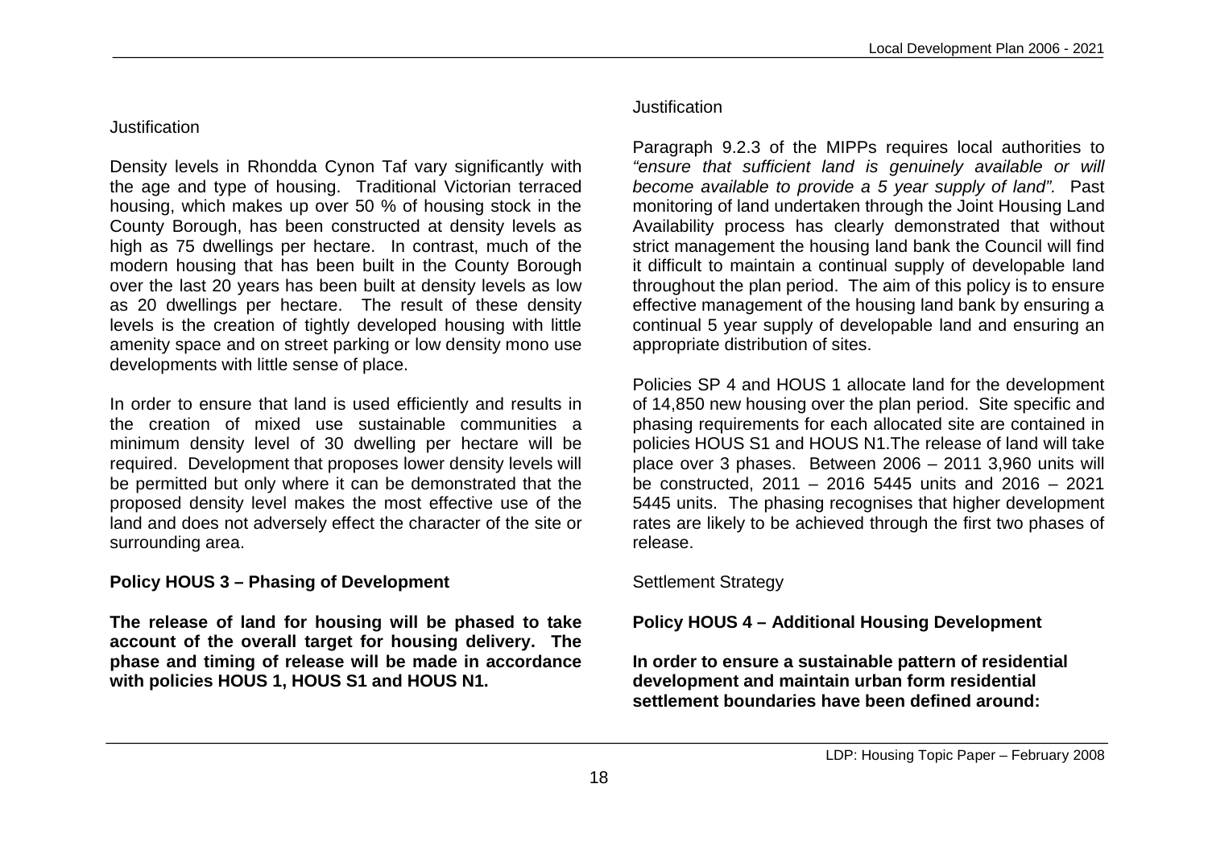Justification

Density levels in Rhondda Cynon Taf vary significantly with the age and type of housing. Traditional Victorian terraced housing, which makes up over 50 % of housing stock in the County Borough, has been constructed at density levels as high as 75 dwellings per hectare. In contrast, much of the modern housing that has been built in the County Borough over the last 20 years has been built at density levels as low as 20 dwellings per hectare. The result of these density levels is the creation of tightly developed housing with little amenity space and on street parking or low density mono use developments with little sense of place.

In order to ensure that land is used efficiently and results in the creation of mixed use sustainable communities a minimum density level of 30 dwelling per hectare will be required. Development that proposes lower density levels will be permitted but only where it can be demonstrated that the proposed density level makes the most effective use of the land and does not adversely effect the character of the site or surrounding area.

**Policy HOUS 3 – Phasing of Development**

**The release of land for housing will be phased to take account of the overall target for housing delivery. The phase and timing of release will be made in accordance with policies HOUS 1, HOUS S1 and HOUS N1.**

Justification

Paragraph 9.2.3 of the MIPPs requires local authorities to *"ensure that sufficient land is genuinely available or will become available to provide a 5 year supply of land".* Past monitoring of land undertaken through the Joint Housing Land Availability process has clearly demonstrated that without strict management the housing land bank the Council will find it difficult to maintain a continual supply of developable land throughout the plan period. The aim of this policy is to ensure effective management of the housing land bank by ensuring a continual 5 year supply of developable land and ensuring an appropriate distribution of sites.

Policies SP 4 and HOUS 1 allocate land for the development of 14,850 new housing over the plan period. Site specific and phasing requirements for each allocated site are contained in policies HOUS S1 and HOUS N1.The release of land will take place over 3 phases. Between 2006 – 2011 3,960 units will be constructed, 2011 – 2016 5445 units and 2016 – 2021 5445 units. The phasing recognises that higher development rates are likely to be achieved through the first two phases of release.

Settlement Strategy

**Policy HOUS 4 – Additional Housing Development**

**In order to ensure a sustainable pattern of residential development and maintain urban form residential settlement boundaries have been defined around:**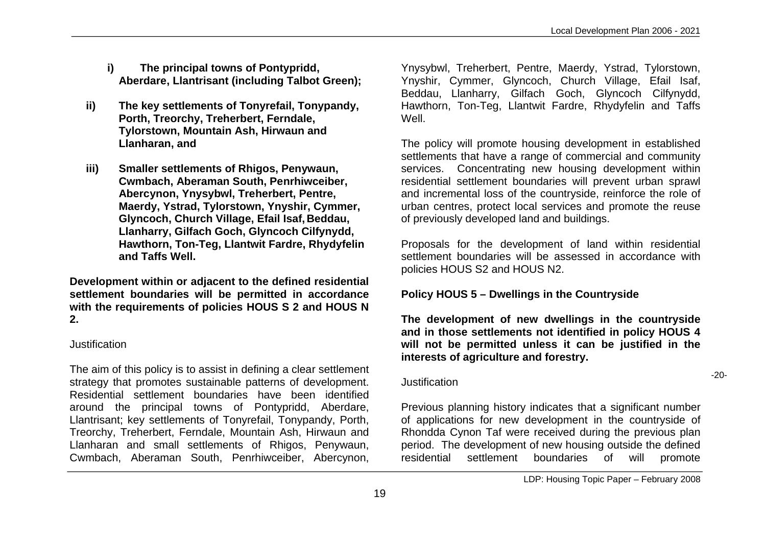**i) The principal towns of Pontypridd, Aberdare, Llantrisant (including Talbot Green);**

**ii) The key settlements of Tonyrefail, Tonypandy, Porth, Treorchy, Treherbert, Ferndale, Tylorstown, Mountain Ash, Hirwaun and Llanharan, and**

**iii) Smaller settlements of Rhigos, Penywaun, Cwmbach, Aberaman South, Penrhiwceiber, Abercynon, Ynysybwl, Treherbert, Pentre, Maerdy, Ystrad, Tylorstown, Ynyshir, Cymmer, Glyncoch, Church Village, Efail Isaf, Beddau, Llanharry, Gilfach Goch, Glyncoch Cilfynydd, Hawthorn, Ton-Teg, Llantwit Fardre, Rhydyfelin and Taffs Well.**

**Development within or adjacent to the defined residential settlement boundaries will be permitted in accordance with the requirements of policies HOUS S 2 and HOUS N 2.**

Justification

The aim of this policy is to assist in defining a clear settlement strategy that promotes sustainable patterns of development. Residential settlement boundaries have been identified around the principal towns of Pontypridd, Aberdare, Llantrisant; key settlements of Tonyrefail, Tonypandy, Porth, Treorchy, Treherbert, Ferndale, Mountain Ash, Hirwaun and Llanharan and small settlements of Rhigos, Penywaun, Cwmbach, Aberaman South, Penrhiwceiber, Abercynon, Ynysybwl, Treherbert, Pentre, Maerdy, Ystrad, Tylorstown, Ynyshir, Cymmer, Glyncoch, Church Village, Efail Isaf, Beddau, Llanharry, Gilfach Goch, Glyncoch Cilfynydd, Hawthorn, Ton-Teg, Llantwit Fardre, Rhydyfelin and Taffs Well.

The policy will promote housing development in established settlements that have a range of commercial and community services. Concentrating new housing development within residential settlement boundaries will prevent urban sprawl and incremental loss of the countryside, reinforce the role of urban centres, protect local services and promote the reuse of previously developed land and buildings.

Proposals for the development of land within residential settlement boundaries will be assessed in accordance with policies HOUS S2 and HOUS N2.

**Policy HOUS 5 – Dwellings in the Countryside**

**The development of new dwellings in the countryside and in those settlements not identified in policy HOUS 4 will not be permitted unless it can be justified in the interests of agriculture and forestry.**

Justification

Previous planning history indicates that a significant number of applications for new development in the countryside of Rhondda Cynon Taf were received during the previous plan period. The development of new housing outside the defined residential settlement boundaries of will promote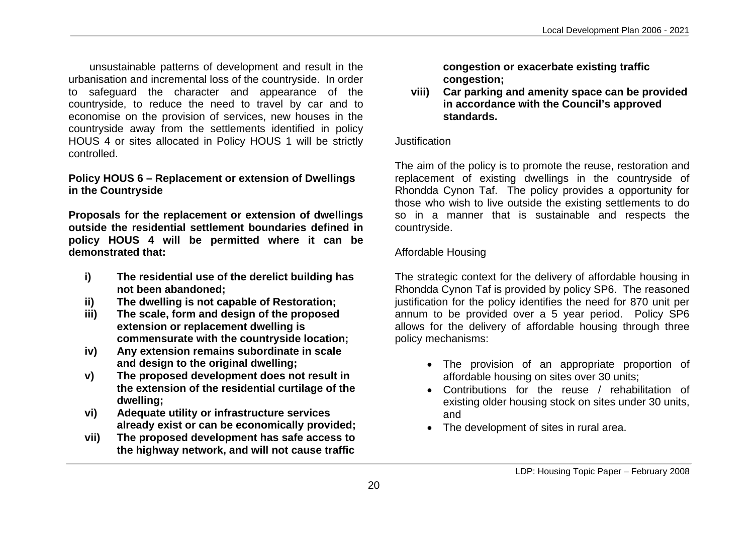unsustainable patterns of development and result in the urbanisation and incremental loss of the countryside. In order to safeguard the character and appearance of the countryside, to reduce the need to travel by car and to economise on the provision of services, new houses in the countryside away from the settlements identified in policy HOUS 4 or sites allocated in Policy HOUS 1 will be strictly controlled.

**Policy HOUS 6 – Replacement or extension of Dwellings in the Countryside**

**Proposals for the replacement or extension of dwellings outside the residential settlement boundaries defined in policy HOUS 4 will be permitted where it can be demonstrated that:**

- **i) The residential use of the derelict building has not been abandoned;**
- **ii) The dwelling is not capable of Restoration;**
- **iii) The scale, form and design of the proposed extension or replacement dwelling is commensurate with the countryside location;**
- **iv) Any extension remains subordinate in scale and design to the original dwelling;**
- **v) The proposed development does not result in the extension of the residential curtilage of the dwelling;**
- **vi) Adequate utility or infrastructure services already exist or can be economically provided;**
- **vii) The proposed development has safe access to the highway network, and will not cause traffic congestion or exacerbate existing traffic congestion;**
- **viii) Car parking and amenity space can be provided in accordance with the Council's approved standards.**

Justification

The aim of the policy is to promote the reuse, restoration and replacement of existing dwellings in the countryside of Rhondda Cynon Taf. The policy provides a opportunity for those who wish to live outside the existing settlements to do so in a manner that is sustainable and respects the countryside.

Affordable Housing

The strategic context for the delivery of affordable housing in Rhondda Cynon Taf is provided by policy SP6. The reasoned justification for the policy identifies the need for 870 unit per annum to be provided over a 5 year period. Policy SP6 allows for the delivery of affordable housing through three policy mechanisms:

- The provision of an appropriate proportion of affordable housing on sites over 30 units;
- Contributions for the reuse / rehabilitation of existing older housing stock on sites under 30 units, and
- The development of sites in rural area.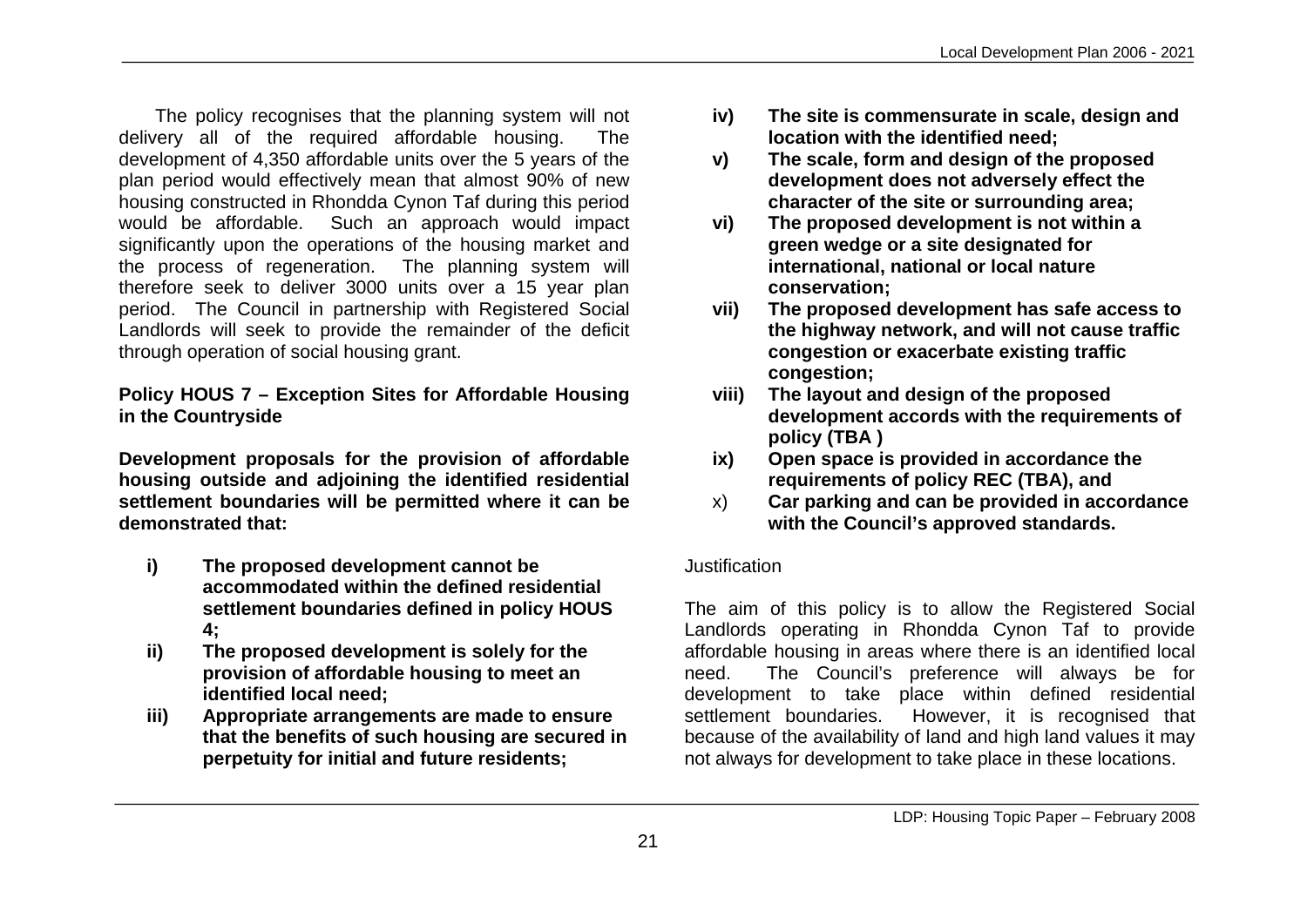The policy recognises that the planning system will not delivery all of the required affordable housing. The development of 4,350 affordable units over the 5 years of the plan period would effectively mean that almost 90% of new housing constructed in Rhondda Cynon Taf during this period would be affordable. Such an approach would impact significantly upon the operations of the housing market and the process of regeneration. The planning system will therefore seek to deliver 3000 units over a 15 year plan period. The Council in partnership with Registered Social Landlords will seek to provide the remainder of the deficit through operation of social housing grant.

**Policy HOUS 7 – Exception Sites for Affordable Housing in the Countryside**

**Development proposals for the provision of affordable housing outside and adjoining the identified residential settlement boundaries will be permitted where it can be demonstrated that:**

- **i) The proposed development cannot be accommodated within the defined residential settlement boundaries defined in policy HOUS 4;**
- **ii) The proposed development is solely for the provision of affordable housing to meet an identified local need;**
- **iii) Appropriate arrangements are made to ensure that the benefits of such housing are secured in perpetuity for initial and future residents;**
- **iv) The site is commensurate in scale, design and location with the identified need;**
- **v) The scale, form and design of the proposed development does not adversely effect the character of the site or surrounding area;**
- **vi) The proposed development is not within a green wedge or a site designated for international, national or local nature conservation;**
- **vii) The proposed development has safe access to the highway network, and will not cause traffic congestion or exacerbate existing traffic congestion;**
- **viii) The layout and design of the proposed development accords with the requirements of policy (TBA )**
- **ix) Open space is provided in accordance the requirements of policy REC (TBA), and**
- x) **Car parking and can be provided in accordance with the Council's approved standards.**

Justification

The aim of this policy is to allow the Registered Social Landlords operating in Rhondda Cynon Taf to provide affordable housing in areas where there is an identified local need. The Council's preference will always be for development to take place within defined residential settlement boundaries. However, it is recognised that because of the availability of land and high land values it may not always for development to take place in these locations.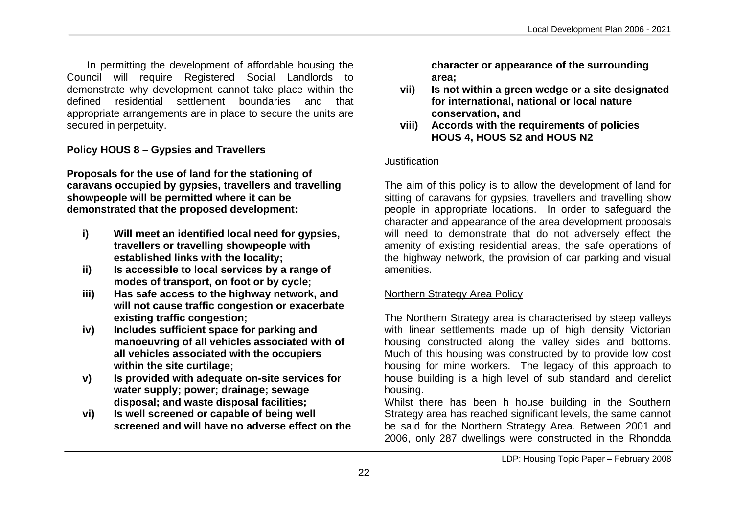In permitting the development of affordable housing the Council will require Registered Social Landlords to demonstrate why development cannot take place within the defined residential settlement boundaries and that appropriate arrangements are in place to secure the units are secured in perpetuity.

**Policy HOUS 8 – Gypsies and Travellers**

**Proposals for the use of land for the stationing of caravans occupied by gypsies, travellers and travelling showpeople will be permitted where it can be demonstrated that the proposed development:**

- **i) Will meet an identified local need for gypsies, travellers or travelling showpeople with established links with the locality;**
- **ii) Is accessible to local services by a range of modes of transport, on foot or by cycle;**
- **iii) Has safe access to the highway network, and will not cause traffic congestion or exacerbate existing traffic congestion;**
- **iv) Includes sufficient space for parking and manoeuvring of all vehicles associated with of all vehicles associated with the occupiers within the site curtilage;**
- **v) Is provided with adequate on-site services for water supply; power; drainage; sewage disposal; and waste disposal facilities;**
- **vi) Is well screened or capable of being well screened and will have no adverse effect on the character or appearance of the surrounding area;**
- **vii) Is not within a green wedge or a site designated for international, national or local nature conservation, and**
- **viii) Accords with the requirements of policies HOUS 4, HOUS S2 and HOUS N2**

Justification

The aim of this policy is to allow the development of land for sitting of caravans for gypsies, travellers and travelling show people in appropriate locations. In order to safeguard the character and appearance of the area development proposals will need to demonstrate that do not adversely effect the amenity of existing residential areas, the safe operations of the highway network, the provision of car parking and visual amenities.

<u>Northern Strategy Area Policy</u>

The Northern Strategy area is characterised by steep valleys with linear settlements made up of high density Victorian housing constructed along the valley sides and bottoms. Much of this housing was constructed by to provide low cost housing for mine workers. The legacy of this approach to house building is a high level of sub standard and derelict housing.

Whilst there has been h house building in the Southern Strategy area has reached significant levels, the same cannot be said for the Northern Strategy Area. Between 2001 and 2006, only 287 dwellings were constructed in the Rhondda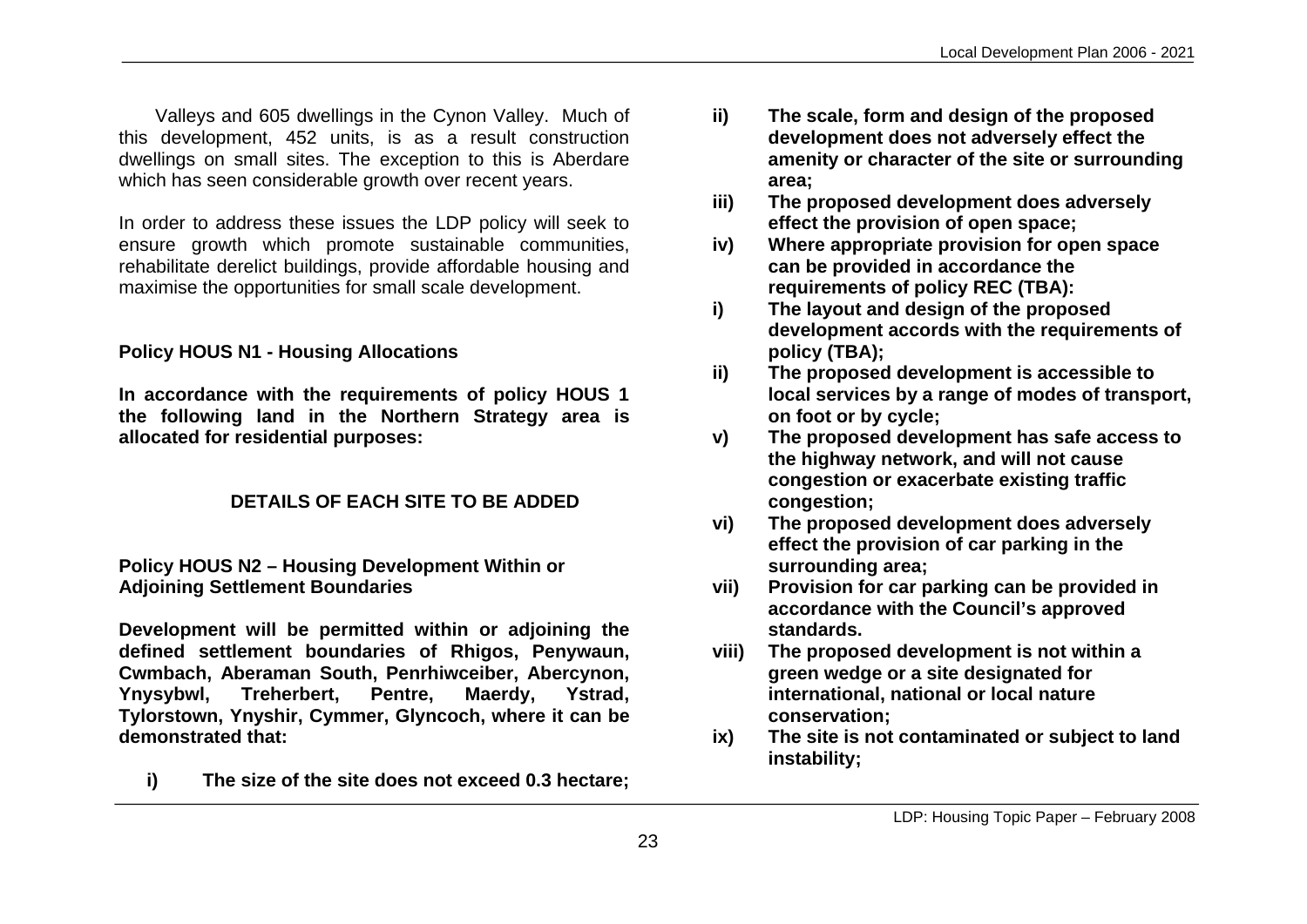Valleys and 605 dwellings in the Cynon Valley. Much of this development, 452 units, is as a result construction dwellings on small sites. The exception to this is Aberdare which has seen considerable growth over recent years.

In order to address these issues the LDP policy will seek to ensure growth which promote sustainable communities, rehabilitate derelict buildings, provide affordable housing and maximise the opportunities for small scale development.

**Policy HOUS N1 - Housing Allocations**

**In accordance with the requirements of policy HOUS 1 the following land in the Northern Strategy area is allocated for residential purposes:**

**DETAILS OF EACH SITE TO BE ADDED**

**Policy HOUS N2 – Housing Development Within or Adjoining Settlement Boundaries**

**Development will be permitted within or adjoining the defined settlement boundaries of Rhigos, Penywaun, Cwmbach, Aberaman South, Penrhiwceiber, Abercynon, Ynysybwl, Treherbert, Pentre, Maerdy, Ystrad, Tylorstown, Ynyshir, Cymmer, Glyncoch, where it can be demonstrated that:**

- **i) The size of the site does not exceed 0.3 hectare;**
- **ii) The scale, form and design of the proposed development does not adversely effect the amenity or character of the site or surrounding area;**
- **iii) The proposed development does adversely effect the provision of open space;**
- **iv) Where appropriate provision for open space can be provided in accordance the requirements of policy REC (TBA):**
- **i) The layout and design of the proposed development accords with the requirements of policy (TBA);**
- **ii) The proposed development is accessible to local services by a range of modes of transport, on foot or by cycle;**
- **v) The proposed development has safe access to the highway network, and will not cause congestion or exacerbate existing traffic congestion;**
- **vi) The proposed development does adversely effect the provision of car parking in the surrounding area;**
- **vii) Provision for car parking can be provided in accordance with the Council's approved standards.**
- **viii) The proposed development is not within a green wedge or a site designated for international, national or local nature conservation;**
- **ix) The site is not contaminated or subject to land instability;**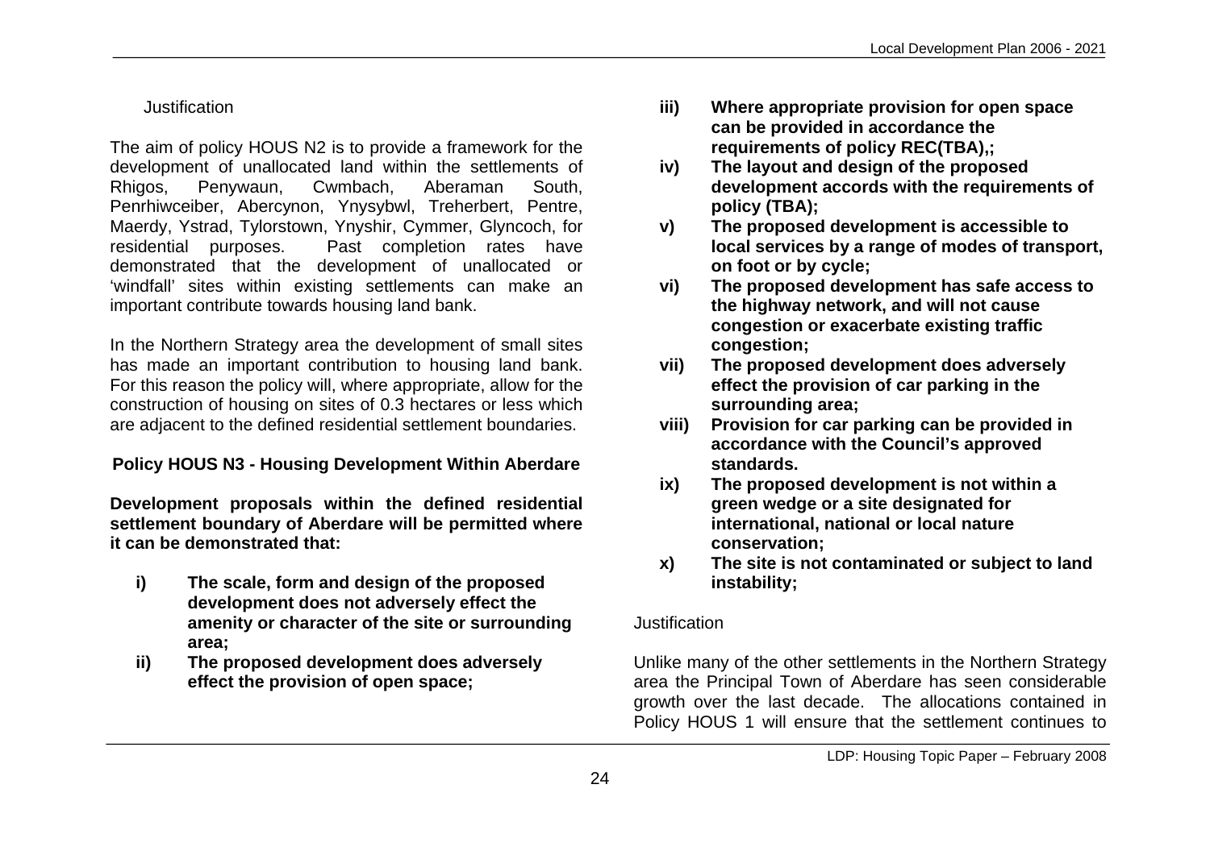Justification

The aim of policy HOUS N2 is to provide a framework for the development of unallocated land within the settlements of Rhigos, Penywaun, Cwmbach, Aberaman South, Penrhiwceiber, Abercynon, Ynysybwl, Treherbert, Pentre, Maerdy, Ystrad, Tylorstown, Ynyshir, Cymmer, Glyncoch, for residential purposes. Past completion rates have demonstrated that the development of unallocated or 'windfall' sites within existing settlements can make an important contribute towards housing land bank.

In the Northern Strategy area the development of small sites has made an important contribution to housing land bank. For this reason the policy will, where appropriate, allow for the construction of housing on sites of 0.3 hectares or less which are adjacent to the defined residential settlement boundaries.

**Policy HOUS N3 - Housing Development Within Aberdare**

**Development proposals within the defined residential settlement boundary of Aberdare will be permitted where it can be demonstrated that:**

- **i) The scale, form and design of the proposed development does not adversely effect the amenity or character of the site or surrounding area;**
- **ii) The proposed development does adversely effect the provision of open space;**
- **iii) Where appropriate provision for open space can be provided in accordance the requirements of policy REC(TBA),;**
- **iv) The layout and design of the proposed development accords with the requirements of policy (TBA);**
- **v) The proposed development is accessible to local services by a range of modes of transport, on foot or by cycle;**
- **vi) The proposed development has safe access to the highway network, and will not cause congestion or exacerbate existing traffic congestion;**
- **vii) The proposed development does adversely effect the provision of car parking in the surrounding area;**
- **viii) Provision for car parking can be provided in accordance with the Council's approved standards.**
- **ix) The proposed development is not within a green wedge or a site designated for international, national or local nature conservation;**
- **x) The site is not contaminated or subject to land instability;**

Justification

Unlike many of the other settlements in the Northern Strategy area the Principal Town of Aberdare has seen considerable growth over the last decade. The allocations contained in Policy HOUS 1 will ensure that the settlement continues to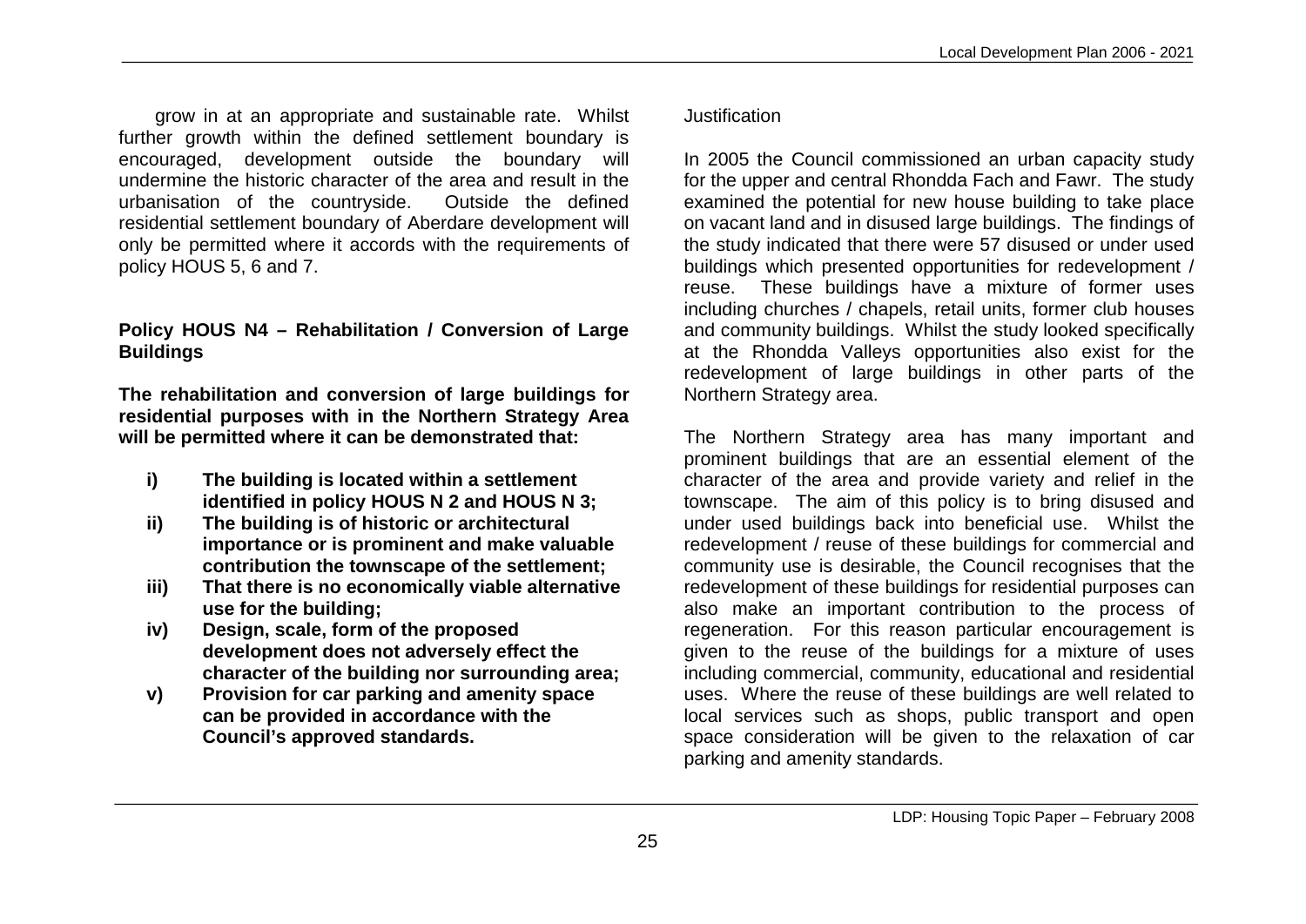grow in at an appropriate and sustainable rate. Whilst further growth within the defined settlement boundary is encouraged, development outside the boundary will undermine the historic character of the area and result in the urbanisation of the countryside. Outside the defined residential settlement boundary of Aberdare development will only be permitted where it accords with the requirements of policy HOUS 5, 6 and 7.

**Policy HOUS N4 – Rehabilitation / Conversion of Large Buildings**

**The rehabilitation and conversion of large buildings for residential purposes with in the Northern Strategy Area will be permitted where it can be demonstrated that:**

- **i) The building is located within a settlement identified in policy HOUS N 2 and HOUS N 3;**
- **ii) The building is of historic or architectural importance or is prominent and make valuable contribution the townscape of the settlement;**
- **iii) That there is no economically viable alternative use for the building;**
- **iv) Design, scale, form of the proposed development does not adversely effect the character of the building nor surrounding area;**
- **v) Provision for car parking and amenity space can be provided in accordance with the Council's approved standards.**

Justification

In 2005 the Council commissioned an urban capacity study for the upper and central Rhondda Fach and Fawr. The study examined the potential for new house building to take place on vacant land and in disused large buildings. The findings of the study indicated that there were 57 disused or under used buildings which presented opportunities for redevelopment / reuse. These buildings have a mixture of former uses including churches / chapels, retail units, former club houses and community buildings. Whilst the study looked specifically at the Rhondda Valleys opportunities also exist for the redevelopment of large buildings in other parts of the Northern Strategy area.

The Northern Strategy area has many important and prominent buildings that are an essential element of the character of the area and provide variety and relief in the townscape. The aim of this policy is to bring disused and under used buildings back into beneficial use. Whilst the redevelopment / reuse of these buildings for commercial and community use is desirable, the Council recognises that the redevelopment of these buildings for residential purposes can also make an important contribution to the process of regeneration. For this reason particular encouragement is given to the reuse of the buildings for a mixture of uses including commercial, community, educational and residential uses. Where the reuse of these buildings are well related to local services such as shops, public transport and open space consideration will be given to the relaxation of car parking and amenity standards.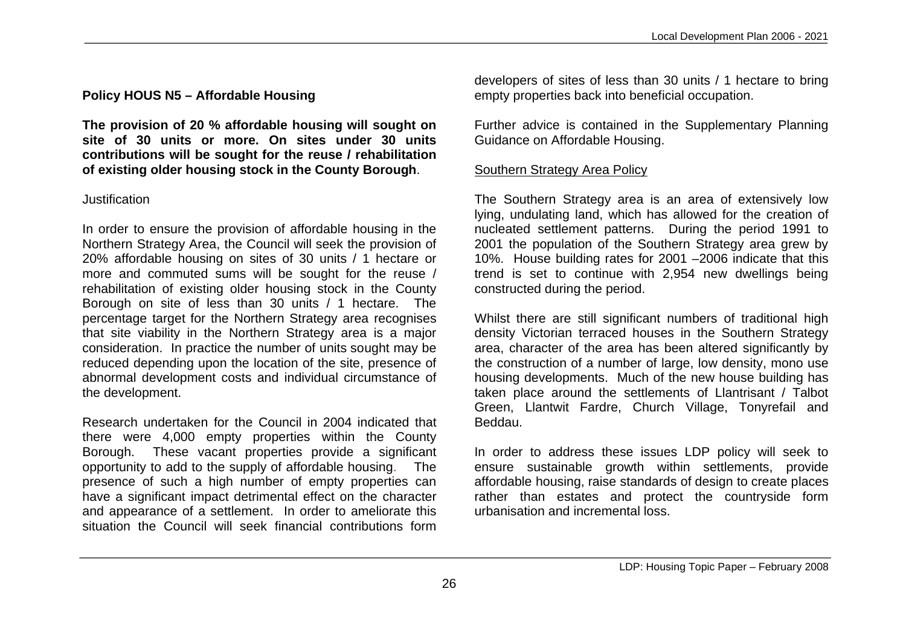**Policy HOUS N5 – Affordable Housing**

**The provision of 20 % affordable housing will sought on site of 30 units or more. On sites under 30 units contributions will be sought for the reuse / rehabilitation of existing older housing stock in the County Borough**.

Justification

In order to ensure the provision of affordable housing in the Northern Strategy Area, the Council will seek the provision of 20% affordable housing on sites of 30 units / 1 hectare or more and commuted sums will be sought for the reuse / rehabilitation of existing older housing stock in the County Borough on site of less than 30 units / 1 hectare. The percentage target for the Northern Strategy area recognises that site viability in the Northern Strategy area is a major consideration. In practice the number of units sought may be reduced depending upon the location of the site, presence of abnormal development costs and individual circumstance of the development.

Research undertaken for the Council in 2004 indicated that there were 4,000 empty properties within the County Borough. These vacant properties provide a significant opportunity to add to the supply of affordable housing. The presence of such a high number of empty properties can have a significant impact detrimental effect on the character and appearance of a settlement. In order to ameliorate this situation the Council will seek financial contributions form developers of sites of less than 30 units / 1 hectare to bring empty properties back into beneficial occupation.

Further advice is contained in the Supplementary Planning Guidance on Affordable Housing.

Southern Strategy Area Policy

The Southern Strategy area is an area of extensively low lying, undulating land, which has allowed for the creation of nucleated settlement patterns. During the period 1991 to 2001 the population of the Southern Strategy area grew by 10%. House building rates for 2001 –2006 indicate that this trend is set to continue with 2,954 new dwellings being constructed during the period.

Whilst there are still significant numbers of traditional high density Victorian terraced houses in the Southern Strategy area, character of the area has been altered significantly by the construction of a number of large, low density, mono use housing developments. Much of the new house building has taken place around the settlements of Llantrisant / Talbot Green, Llantwit Fardre, Church Village, Tonyrefail and Beddau.

In order to address these issues LDP policy will seek to ensure sustainable growth within settlements, provide affordable housing, raise standards of design to create places rather than estates and protect the countryside form urbanisation and incremental loss.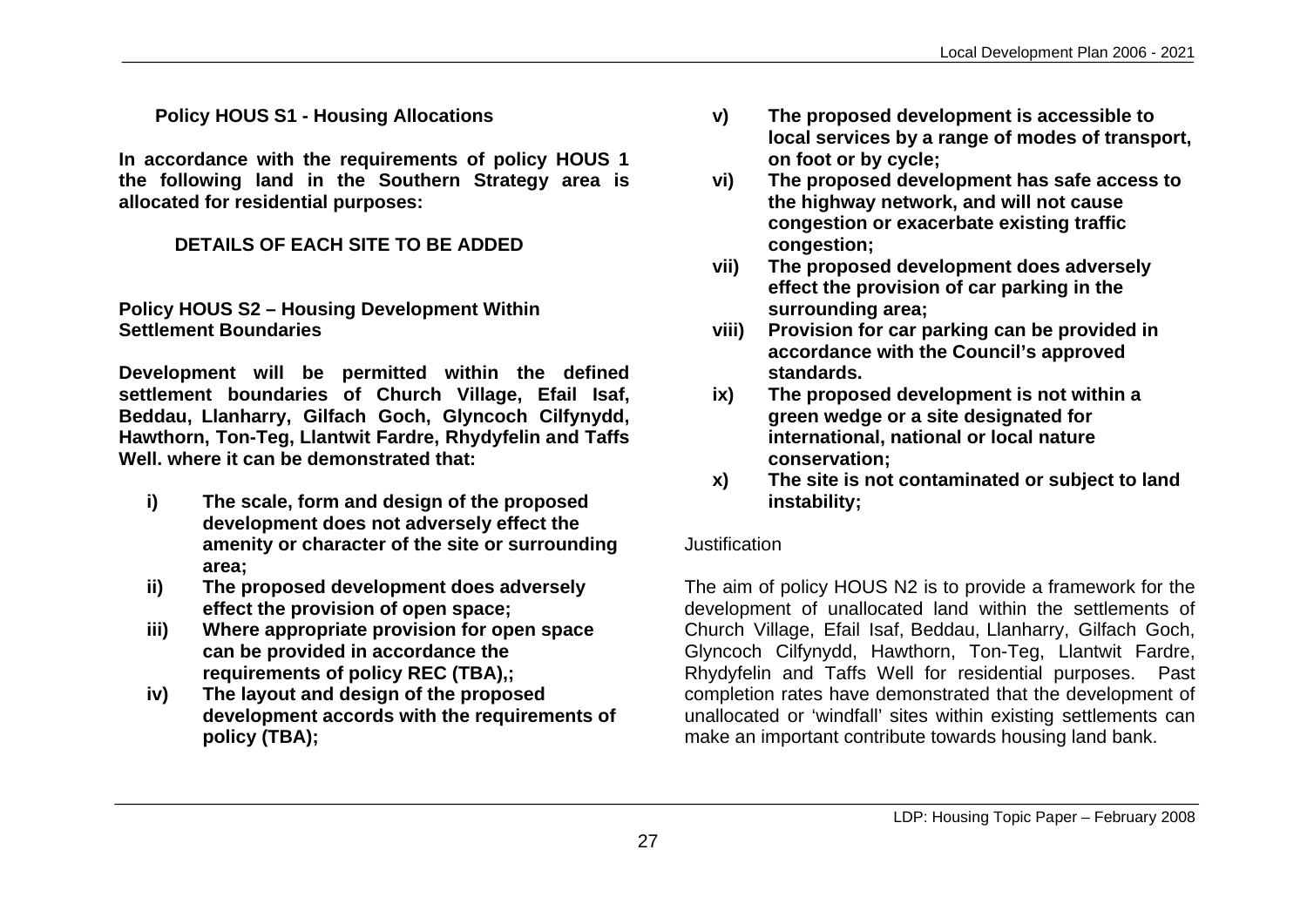**Policy HOUS S1 - Housing Allocations**

**In accordance with the requirements of policy HOUS 1 the following land in the Southern Strategy area is allocated for residential purposes:**

**DETAILS OF EACH SITE TO BE ADDED**

**Policy HOUS S2 – Housing Development Within Settlement Boundaries**

**Development will be permitted within the defined settlement boundaries of Church Village, Efail Isaf, Beddau, Llanharry, Gilfach Goch, Glyncoch Cilfynydd, Hawthorn, Ton-Teg, Llantwit Fardre, Rhydyfelin and Taffs Well. where it can be demonstrated that:**

- **i) The scale, form and design of the proposed development does not adversely effect the amenity or character of the site or surrounding area;**
- **ii) The proposed development does adversely effect the provision of open space;**
- **iii) Where appropriate provision for open space can be provided in accordance the requirements of policy REC (TBA),;**
- **iv) The layout and design of the proposed development accords with the requirements of policy (TBA);**
- **v) The proposed development is accessible to local services by a range of modes of transport, on foot or by cycle;**
- **vi) The proposed development has safe access to the highway network, and will not cause congestion or exacerbate existing traffic congestion;**
- **vii) The proposed development does adversely effect the provision of car parking in the surrounding area;**
- **viii) Provision for car parking can be provided in accordance with the Council's approved standards.**
- **ix) The proposed development is not within a green wedge or a site designated for international, national or local nature conservation;**
- **x) The site is not contaminated or subject to land instability;**

Justification

The aim of policy HOUS N2 is to provide a framework for the development of unallocated land within the settlements of Church Village, Efail Isaf, Beddau, Llanharry, Gilfach Goch, Glyncoch Cilfynydd, Hawthorn, Ton-Teg, Llantwit Fardre, Rhydyfelin and Taffs Well for residential purposes. Past completion rates have demonstrated that the development of unallocated or 'windfall' sites within existing settlements can make an important contribute towards housing land bank.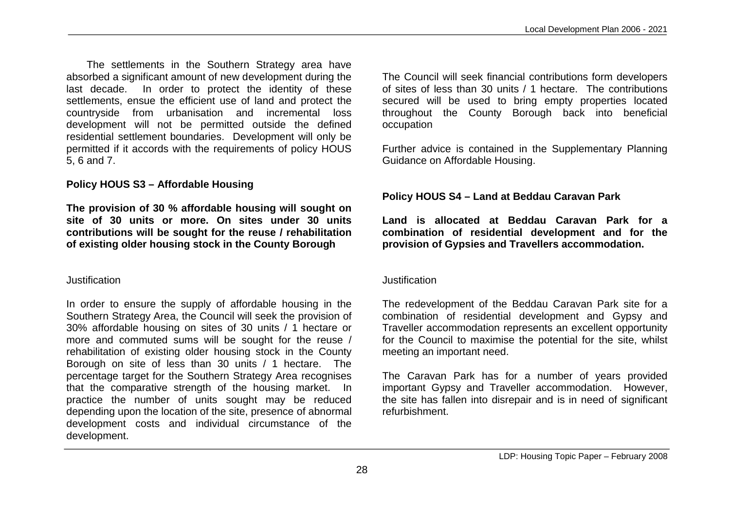The settlements in the Southern Strategy area have absorbed a significant amount of new development during the last decade. In order to protect the identity of these settlements, ensue the efficient use of land and protect the countryside from urbanisation and incremental loss development will not be permitted outside the defined residential settlement boundaries. Development will only be permitted if it accords with the requirements of policy HOUS 5, 6 and 7.

**Policy HOUS S3 – Affordable Housing**

**The provision of 30 % affordable housing will sought on site of 30 units or more. On sites under 30 units contributions will be sought for the reuse / rehabilitation of existing older housing stock in the County Borough**

Justification

In order to ensure the supply of affordable housing in the Southern Strategy Area, the Council will seek the provision of 30% affordable housing on sites of 30 units / 1 hectare or more and commuted sums will be sought for the reuse / rehabilitation of existing older housing stock in the County Borough on site of less than 30 units / 1 hectare. The percentage target for the Southern Strategy Area recognises that the comparative strength of the housing market. In practice the number of units sought may be reduced depending upon the location of the site, presence of abnormal development costs and individual circumstance of the development.

The Council will seek financial contributions form developers of sites of less than 30 units / 1 hectare. The contributions secured will be used to bring empty properties located throughout the County Borough back into beneficial occupation

Further advice is contained in the Supplementary Planning Guidance on Affordable Housing.

**Policy HOUS S4 – Land at Beddau Caravan Park**

**Land is allocated at Beddau Caravan Park for a combination of residential development and for the provision of Gypsies and Travellers accommodation.**

Justification

The redevelopment of the Beddau Caravan Park site for a combination of residential development and Gypsy and Traveller accommodation represents an excellent opportunity for the Council to maximise the potential for the site, whilst meeting an important need.

The Caravan Park has for a number of years provided important Gypsy and Traveller accommodation. However, the site has fallen into disrepair and is in need of significant refurbishment.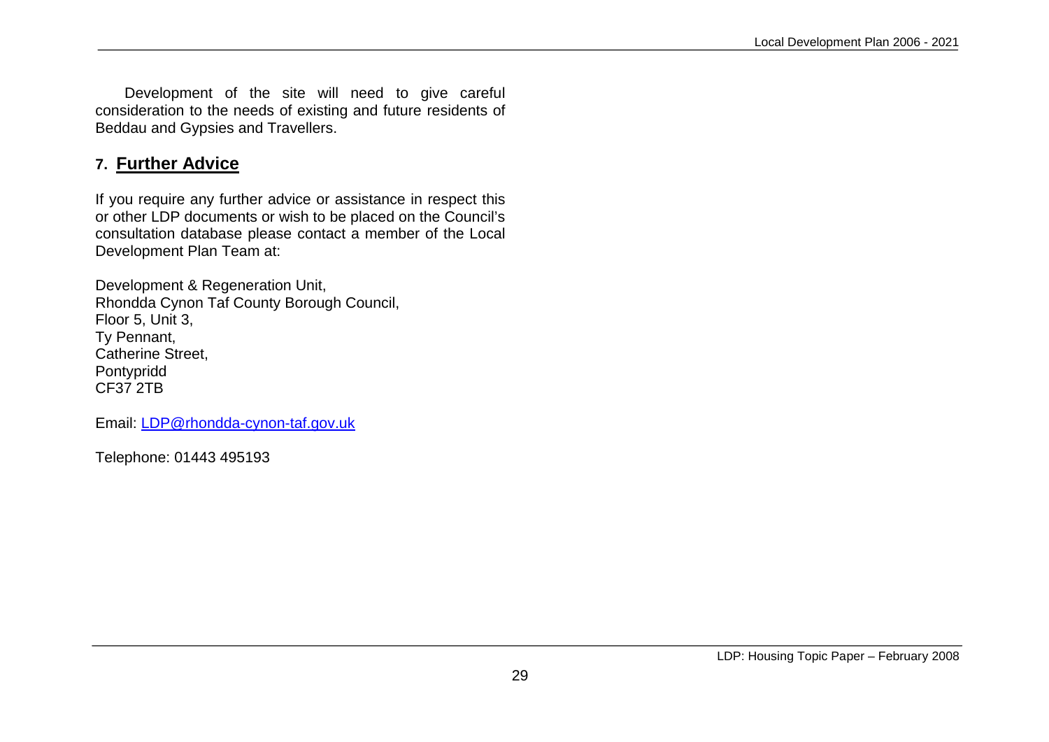Development of the site will need to give careful consideration to the needs of existing and future residents of Beddau and Gypsies and Travellers.

## 7. Further Advice

If you require any further advice or assistance in respect this or other LDP documents or wish to be placed on the Council's consultation database please contact a member of the Local Development Plan Team at:

Development & Regeneration Unit,
Rhondda Cynon Taf County Borough Council,
Floor 5, Unit 3,
Ty Pennant,
Catherine Street,
Pontypridd
CF37 2TB

Email: LDP@rhondda-cynon-taf.gov.uk

Telephone: 01443 495193